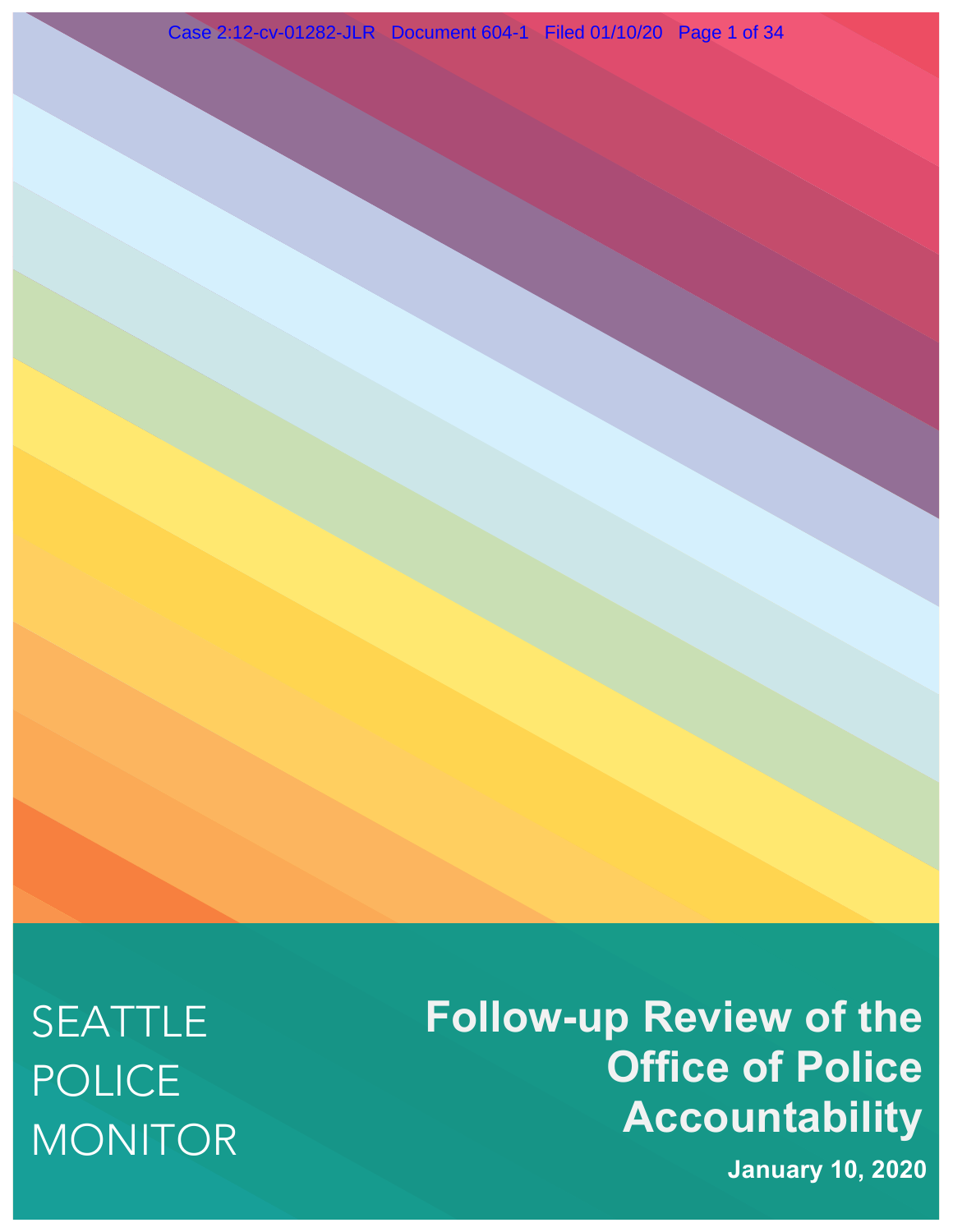SEATTLE
POLICE
MONITOR

# Follow-up Review of the Office of Police Accountability

**January 10, 2020**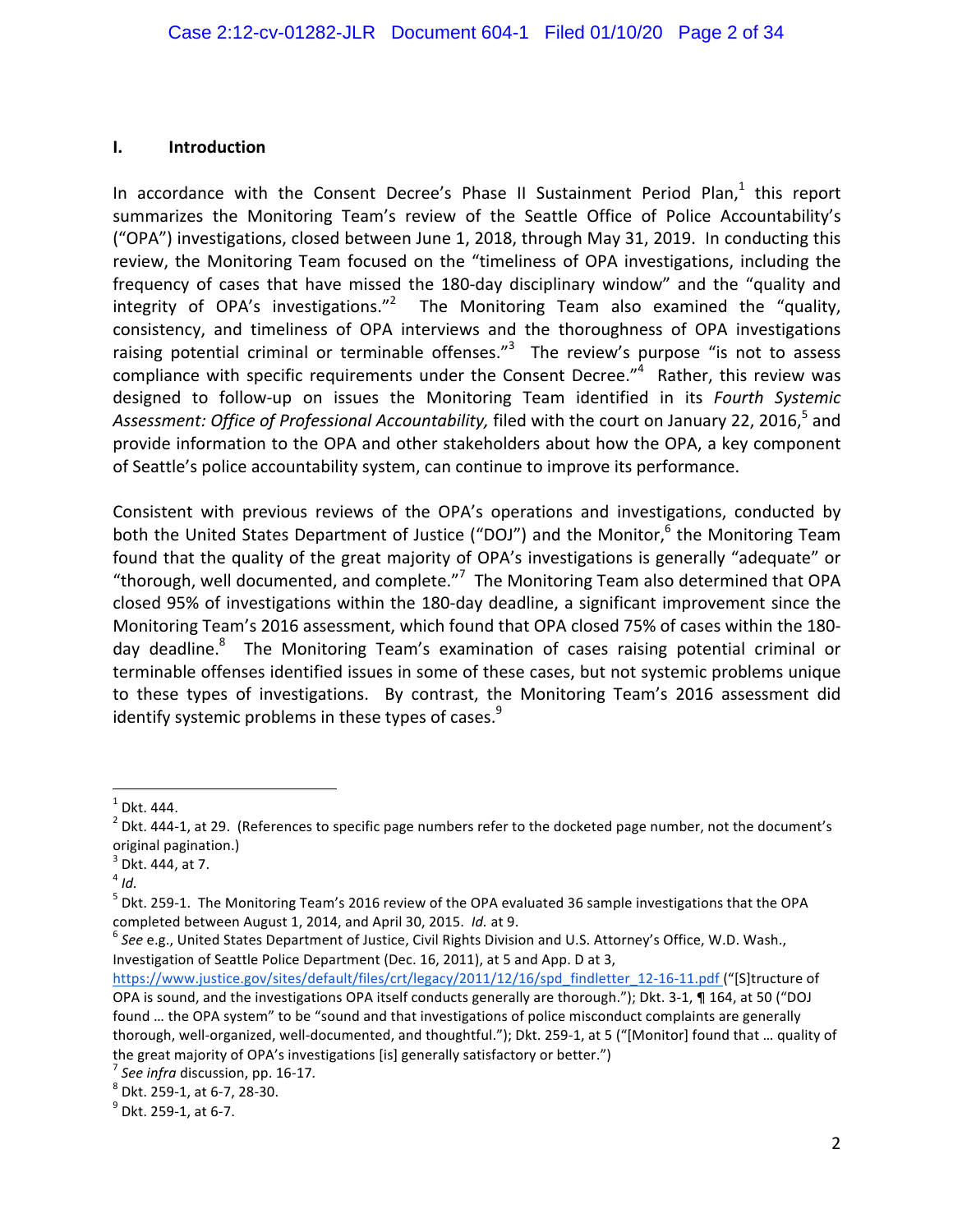## I. Introduction

In accordance with the Consent Decree's Phase II Sustainment Period Plan,[1] this report summarizes the Monitoring Team's review of the Seattle Office of Police Accountability's ("OPA") investigations, closed between June 1, 2018, through May 31, 2019. In conducting this review, the Monitoring Team focused on the "timeliness of OPA investigations, including the frequency of cases that have missed the 180-day disciplinary window" and the "quality and integrity of OPA's investigations."[2] The Monitoring Team also examined the "quality, consistency, and timeliness of OPA interviews and the thoroughness of OPA investigations raising potential criminal or terminable offenses."[3] The review's purpose "is not to assess compliance with specific requirements under the Consent Decree."[4] Rather, this review was designed to follow-up on issues the Monitoring Team identified in its *Fourth Systemic Assessment: Office of Professional Accountability,* filed with the court on January 22, 2016,[5] and provide information to the OPA and other stakeholders about how the OPA, a key component of Seattle's police accountability system, can continue to improve its performance.

Consistent with previous reviews of the OPA's operations and investigations, conducted by both the United States Department of Justice ("DOJ") and the Monitor,[6] the Monitoring Team found that the quality of the great majority of OPA's investigations is generally "adequate" or "thorough, well documented, and complete."[7] The Monitoring Team also determined that OPA closed 95% of investigations within the 180-day deadline, a significant improvement since the Monitoring Team's 2016 assessment, which found that OPA closed 75% of cases within the 180-day deadline.[8] The Monitoring Team's examination of cases raising potential criminal or terminable offenses identified issues in some of these cases, but not systemic problems unique to these types of investigations. By contrast, the Monitoring Team's 2016 assessment did identify systemic problems in these types of cases.[9]

---

[1] Dkt. 444.

[2] Dkt. 444-1, at 29. (References to specific page numbers refer to the docketed page number, not the document's original pagination.)

[3] Dkt. 444, at 7.

[4] *Id.*

[5] Dkt. 259-1. The Monitoring Team's 2016 review of the OPA evaluated 36 sample investigations that the OPA completed between August 1, 2014, and April 30, 2015. *Id.* at 9.

[6] *See* e.g., United States Department of Justice, Civil Rights Division and U.S. Attorney's Office, W.D. Wash., Investigation of Seattle Police Department (Dec. 16, 2011), at 5 and App. D at 3, https://www.justice.gov/sites/default/files/crt/legacy/2011/12/16/spd_findletter_12-16-11.pdf ("[S]tructure of OPA is sound, and the investigations OPA itself conducts generally are thorough."); Dkt. 3-1, ¶ 164, at 50 ("DOJ found … the OPA system" to be "sound and that investigations of police misconduct complaints are generally thorough, well-organized, well-documented, and thoughtful."); Dkt. 259-1, at 5 ("[Monitor] found that … quality of the great majority of OPA's investigations [is] generally satisfactory or better.")

[7] *See infra* discussion, pp. 16-17.

[8] Dkt. 259-1, at 6-7, 28-30.

[9] Dkt. 259-1, at 6-7.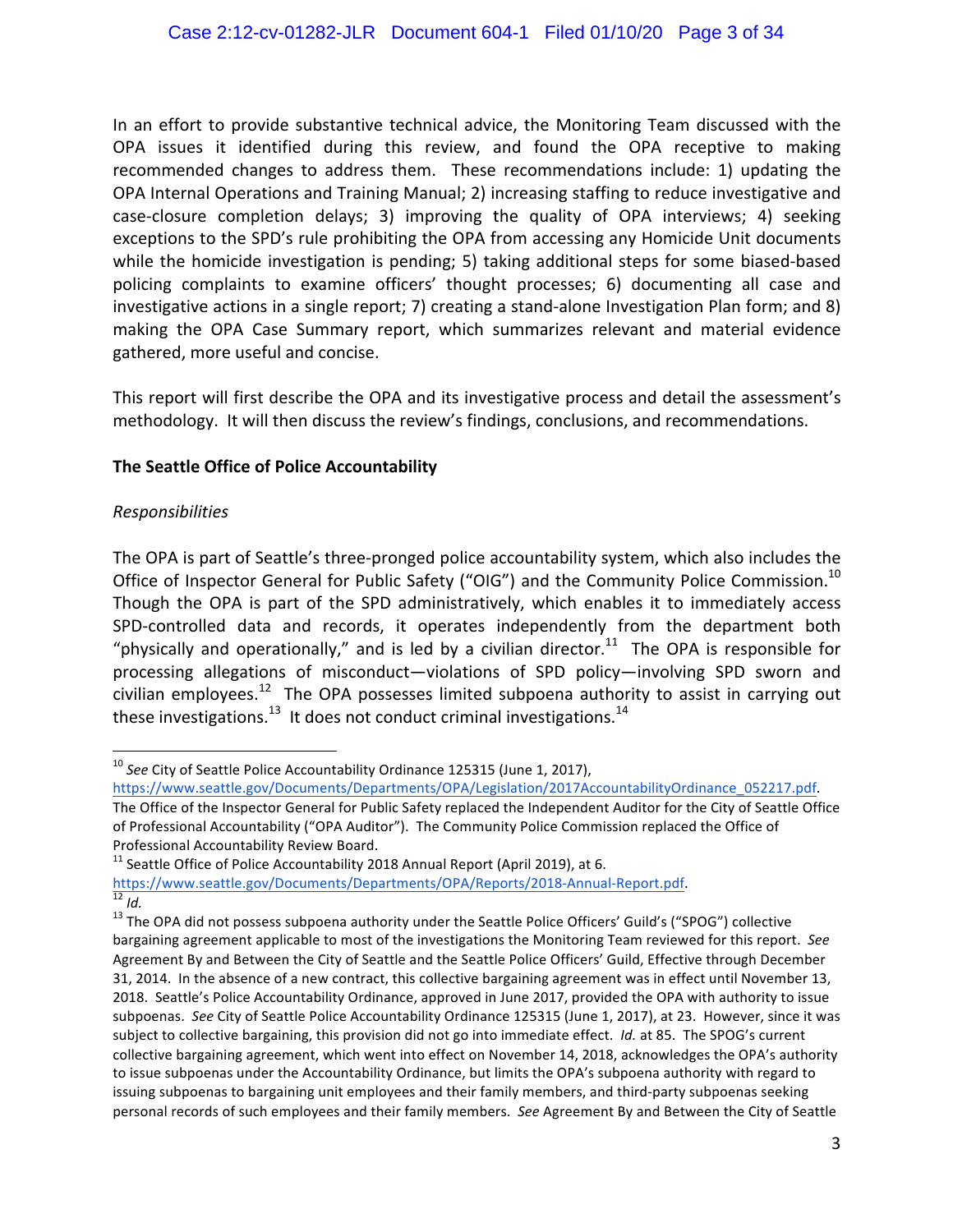In an effort to provide substantive technical advice, the Monitoring Team discussed with the OPA issues it identified during this review, and found the OPA receptive to making recommended changes to address them. These recommendations include: 1) updating the OPA Internal Operations and Training Manual; 2) increasing staffing to reduce investigative and case-closure completion delays; 3) improving the quality of OPA interviews; 4) seeking exceptions to the SPD's rule prohibiting the OPA from accessing any Homicide Unit documents while the homicide investigation is pending; 5) taking additional steps for some biased-based policing complaints to examine officers' thought processes; 6) documenting all case and investigative actions in a single report; 7) creating a stand-alone Investigation Plan form; and 8) making the OPA Case Summary report, which summarizes relevant and material evidence gathered, more useful and concise.

This report will first describe the OPA and its investigative process and detail the assessment's methodology. It will then discuss the review's findings, conclusions, and recommendations.

**The Seattle Office of Police Accountability**

*Responsibilities*

The OPA is part of Seattle's three-pronged police accountability system, which also includes the Office of Inspector General for Public Safety ("OIG") and the Community Police Commission.[10] Though the OPA is part of the SPD administratively, which enables it to immediately access SPD-controlled data and records, it operates independently from the department both "physically and operationally," and is led by a civilian director.[11] The OPA is responsible for processing allegations of misconduct—violations of SPD policy—involving SPD sworn and civilian employees.[12] The OPA possesses limited subpoena authority to assist in carrying out these investigations.[13] It does not conduct criminal investigations.[14]

---

[10] *See* City of Seattle Police Accountability Ordinance 125315 (June 1, 2017), https://www.seattle.gov/Documents/Departments/OPA/Legislation/2017AccountabilityOrdinance_052217.pdf. The Office of the Inspector General for Public Safety replaced the Independent Auditor for the City of Seattle Office of Professional Accountability ("OPA Auditor"). The Community Police Commission replaced the Office of Professional Accountability Review Board.

[11] Seattle Office of Police Accountability 2018 Annual Report (April 2019), at 6. https://www.seattle.gov/Documents/Departments/OPA/Reports/2018-Annual-Report.pdf.

[12] *Id.*

[13] The OPA did not possess subpoena authority under the Seattle Police Officers' Guild's ("SPOG") collective bargaining agreement applicable to most of the investigations the Monitoring Team reviewed for this report. *See* Agreement By and Between the City of Seattle and the Seattle Police Officers' Guild, Effective through December 31, 2014. In the absence of a new contract, this collective bargaining agreement was in effect until November 13, 2018. Seattle's Police Accountability Ordinance, approved in June 2017, provided the OPA with authority to issue subpoenas. *See* City of Seattle Police Accountability Ordinance 125315 (June 1, 2017), at 23. However, since it was subject to collective bargaining, this provision did not go into immediate effect. *Id.* at 85. The SPOG's current collective bargaining agreement, which went into effect on November 14, 2018, acknowledges the OPA's authority to issue subpoenas under the Accountability Ordinance, but limits the OPA's subpoena authority with regard to issuing subpoenas to bargaining unit employees and their family members, and third-party subpoenas seeking personal records of such employees and their family members. *See* Agreement By and Between the City of Seattle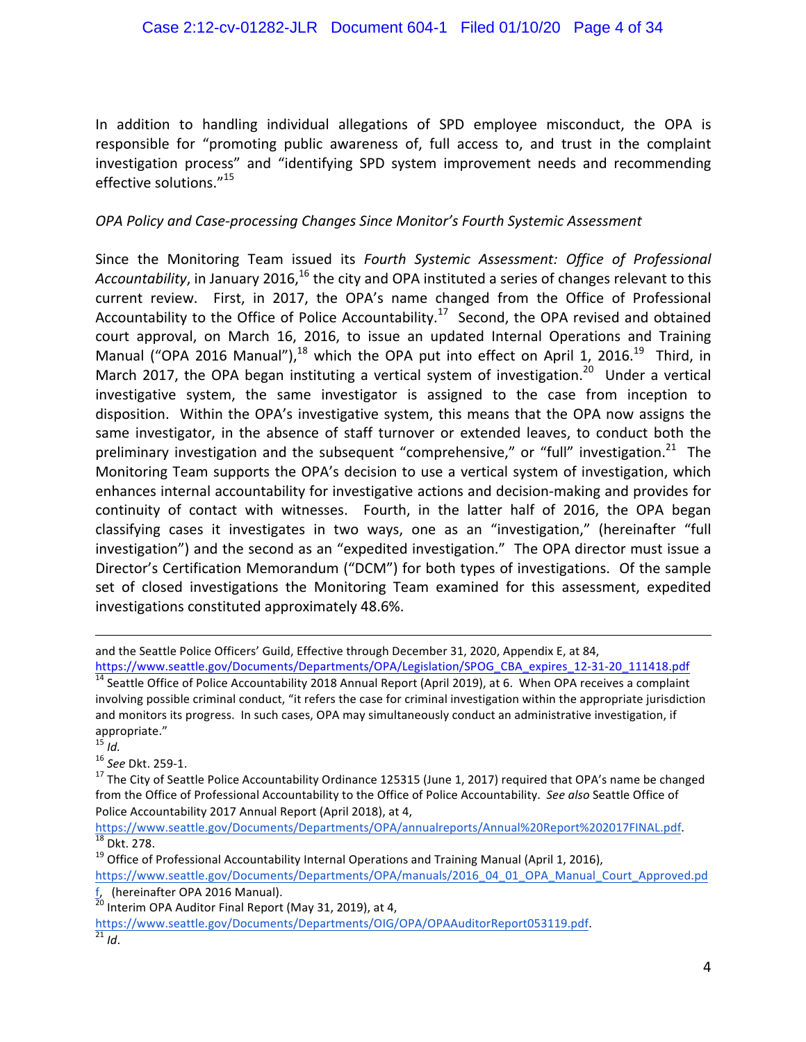In addition to handling individual allegations of SPD employee misconduct, the OPA is responsible for "promoting public awareness of, full access to, and trust in the complaint investigation process" and "identifying SPD system improvement needs and recommending effective solutions."[15]

*OPA Policy and Case-processing Changes Since Monitor's Fourth Systemic Assessment*

Since the Monitoring Team issued its *Fourth Systemic Assessment: Office of Professional Accountability*, in January 2016,[16] the city and OPA instituted a series of changes relevant to this current review. First, in 2017, the OPA's name changed from the Office of Professional Accountability to the Office of Police Accountability.[17] Second, the OPA revised and obtained court approval, on March 16, 2016, to issue an updated Internal Operations and Training Manual ("OPA 2016 Manual"),[18] which the OPA put into effect on April 1, 2016.[19] Third, in March 2017, the OPA began instituting a vertical system of investigation.[20] Under a vertical investigative system, the same investigator is assigned to the case from inception to disposition. Within the OPA's investigative system, this means that the OPA now assigns the same investigator, in the absence of staff turnover or extended leaves, to conduct both the preliminary investigation and the subsequent "comprehensive," or "full" investigation.[21] The Monitoring Team supports the OPA's decision to use a vertical system of investigation, which enhances internal accountability for investigative actions and decision-making and provides for continuity of contact with witnesses. Fourth, in the latter half of 2016, the OPA began classifying cases it investigates in two ways, one as an "investigation," (hereinafter "full investigation") and the second as an "expedited investigation." The OPA director must issue a Director's Certification Memorandum ("DCM") for both types of investigations. Of the sample set of closed investigations the Monitoring Team examined for this assessment, expedited investigations constituted approximately 48.6%.

---

and the Seattle Police Officers' Guild, Effective through December 31, 2020, Appendix E, at 84, https://www.seattle.gov/Documents/Departments/OPA/Legislation/SPOG_CBA_expires_12-31-20_111418.pdf

[14] Seattle Office of Police Accountability 2018 Annual Report (April 2019), at 6. When OPA receives a complaint involving possible criminal conduct, "it refers the case for criminal investigation within the appropriate jurisdiction and monitors its progress. In such cases, OPA may simultaneously conduct an administrative investigation, if appropriate."

[15] *Id.*

[16] *See* Dkt. 259-1.

[17] The City of Seattle Police Accountability Ordinance 125315 (June 1, 2017) required that OPA's name be changed from the Office of Professional Accountability to the Office of Police Accountability. *See also* Seattle Office of Police Accountability 2017 Annual Report (April 2018), at 4, https://www.seattle.gov/Documents/Departments/OPA/annualreports/Annual%20Report%202017FINAL.pdf.

[18] Dkt. 278.

[19] Office of Professional Accountability Internal Operations and Training Manual (April 1, 2016), https://www.seattle.gov/Documents/Departments/OPA/manuals/2016_04_01_OPA_Manual_Court_Approved.pdf, (hereinafter OPA 2016 Manual).

[20] Interim OPA Auditor Final Report (May 31, 2019), at 4, https://www.seattle.gov/Documents/Departments/OIG/OPA/OPAAuditorReport053119.pdf.

[21] *Id*.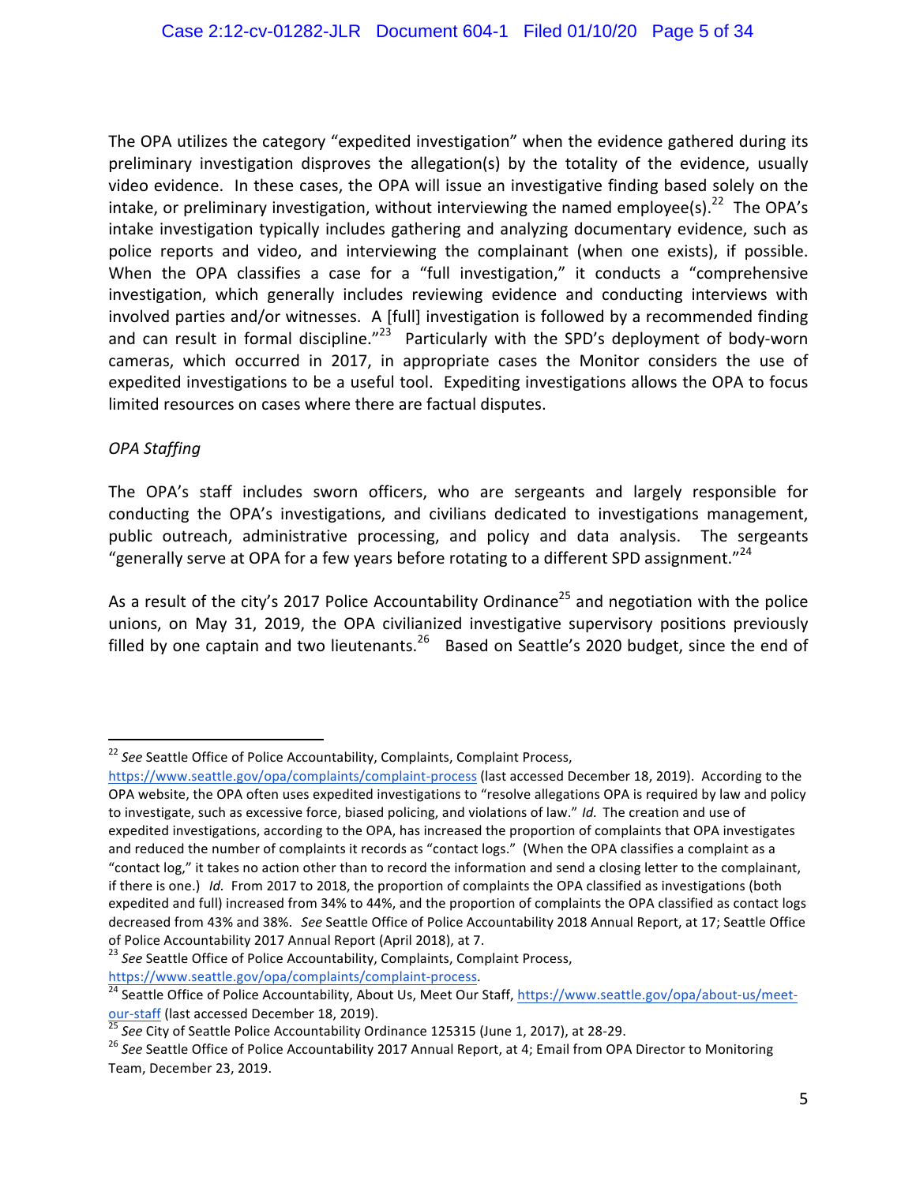The OPA utilizes the category "expedited investigation" when the evidence gathered during its preliminary investigation disproves the allegation(s) by the totality of the evidence, usually video evidence. In these cases, the OPA will issue an investigative finding based solely on the intake, or preliminary investigation, without interviewing the named employee(s).[22] The OPA's intake investigation typically includes gathering and analyzing documentary evidence, such as police reports and video, and interviewing the complainant (when one exists), if possible. When the OPA classifies a case for a "full investigation," it conducts a "comprehensive investigation, which generally includes reviewing evidence and conducting interviews with involved parties and/or witnesses. A [full] investigation is followed by a recommended finding and can result in formal discipline."[23] Particularly with the SPD's deployment of body-worn cameras, which occurred in 2017, in appropriate cases the Monitor considers the use of expedited investigations to be a useful tool. Expediting investigations allows the OPA to focus limited resources on cases where there are factual disputes.

*OPA Staffing*

The OPA's staff includes sworn officers, who are sergeants and largely responsible for conducting the OPA's investigations, and civilians dedicated to investigations management, public outreach, administrative processing, and policy and data analysis. The sergeants "generally serve at OPA for a few years before rotating to a different SPD assignment."[24]

As a result of the city's 2017 Police Accountability Ordinance[25] and negotiation with the police unions, on May 31, 2019, the OPA civilianized investigative supervisory positions previously filled by one captain and two lieutenants.[26] Based on Seattle's 2020 budget, since the end of

---

[22] *See* Seattle Office of Police Accountability, Complaints, Complaint Process, https://www.seattle.gov/opa/complaints/complaint-process (last accessed December 18, 2019). According to the OPA website, the OPA often uses expedited investigations to "resolve allegations OPA is required by law and policy to investigate, such as excessive force, biased policing, and violations of law." *Id.* The creation and use of expedited investigations, according to the OPA, has increased the proportion of complaints that OPA investigates and reduced the number of complaints it records as "contact logs." (When the OPA classifies a complaint as a "contact log," it takes no action other than to record the information and send a closing letter to the complainant, if there is one.) *Id.* From 2017 to 2018, the proportion of complaints the OPA classified as investigations (both expedited and full) increased from 34% to 44%, and the proportion of complaints the OPA classified as contact logs decreased from 43% and 38%. *See* Seattle Office of Police Accountability 2018 Annual Report, at 17; Seattle Office of Police Accountability 2017 Annual Report (April 2018), at 7.

[23] *See* Seattle Office of Police Accountability, Complaints, Complaint Process, https://www.seattle.gov/opa/complaints/complaint-process.

[24] Seattle Office of Police Accountability, About Us, Meet Our Staff, https://www.seattle.gov/opa/about-us/meet-our-staff (last accessed December 18, 2019).

[25] *See* City of Seattle Police Accountability Ordinance 125315 (June 1, 2017), at 28-29.

[26] *See* Seattle Office of Police Accountability 2017 Annual Report, at 4; Email from OPA Director to Monitoring Team, December 23, 2019.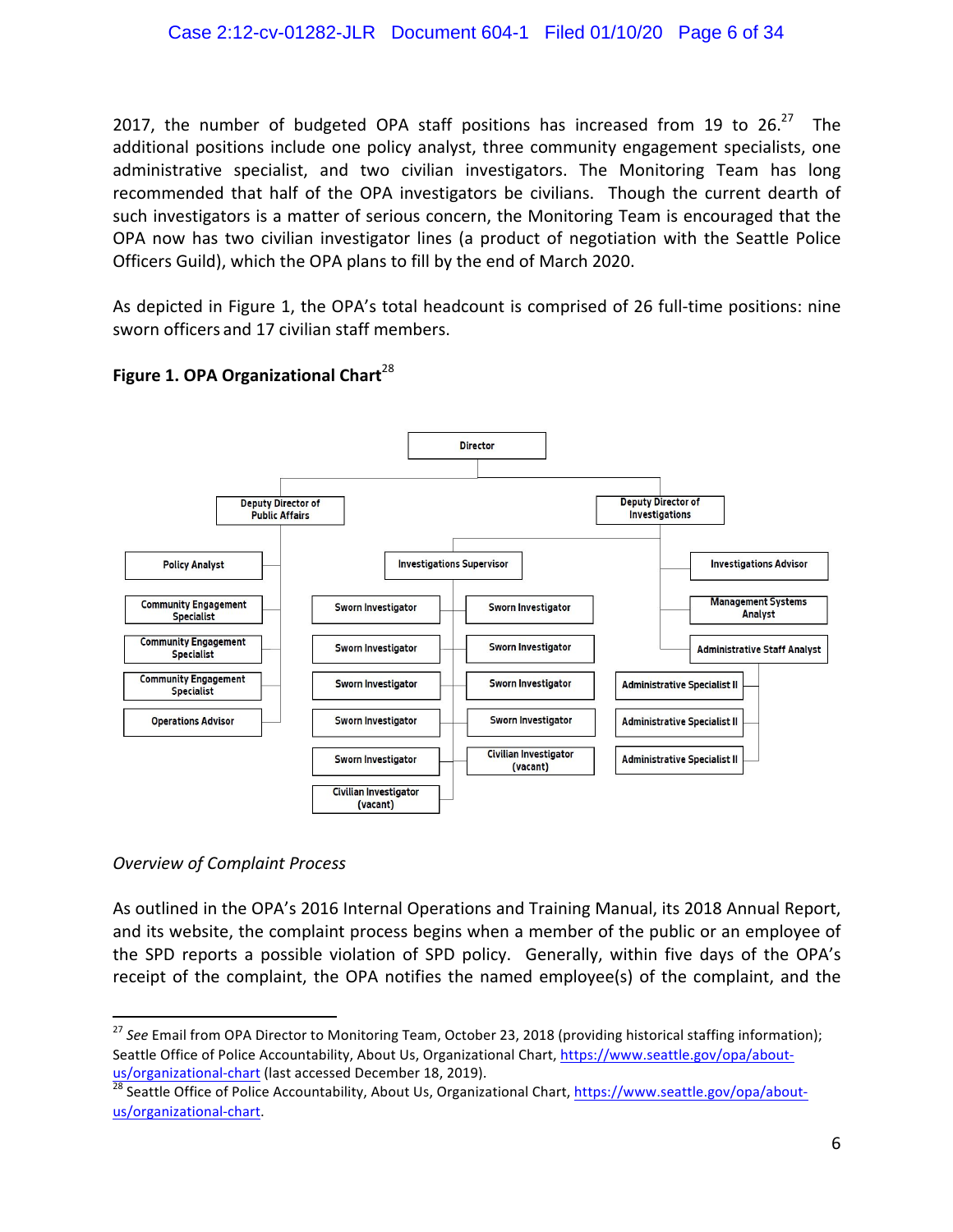2017, the number of budgeted OPA staff positions has increased from 19 to 26.[27] The additional positions include one policy analyst, three community engagement specialists, one administrative specialist, and two civilian investigators. The Monitoring Team has long recommended that half of the OPA investigators be civilians. Though the current dearth of such investigators is a matter of serious concern, the Monitoring Team is encouraged that the OPA now has two civilian investigator lines (a product of negotiation with the Seattle Police Officers Guild), which the OPA plans to fill by the end of March 2020.

As depicted in Figure 1, the OPA's total headcount is comprised of 26 full-time positions: nine sworn officers and 17 civilian staff members.

**Figure 1. OPA Organizational Chart**[28]

- Director
  - Deputy Director of Public Affairs
    - Policy Analyst
    - Community Engagement Specialist
    - Community Engagement Specialist
    - Community Engagement Specialist
    - Operations Advisor
  - Deputy Director of Investigations
    - Investigations Supervisor
      - Sworn Investigator
      - Sworn Investigator
      - Sworn Investigator
      - Sworn Investigator
      - Sworn Investigator
      - Civilian Investigator (vacant)
      - Sworn Investigator
      - Sworn Investigator
      - Sworn Investigator
      - Sworn Investigator
      - Civilian Investigator (vacant)
    - Investigations Advisor
    - Management Systems Analyst
    - Administrative Staff Analyst
      - Administrative Specialist II
      - Administrative Specialist II
      - Administrative Specialist II

*Overview of Complaint Process*

As outlined in the OPA's 2016 Internal Operations and Training Manual, its 2018 Annual Report, and its website, the complaint process begins when a member of the public or an employee of the SPD reports a possible violation of SPD policy. Generally, within five days of the OPA's receipt of the complaint, the OPA notifies the named employee(s) of the complaint, and the

---

[27] *See* Email from OPA Director to Monitoring Team, October 23, 2018 (providing historical staffing information); Seattle Office of Police Accountability, About Us, Organizational Chart, https://www.seattle.gov/opa/about-us/organizational-chart (last accessed December 18, 2019).

[28] Seattle Office of Police Accountability, About Us, Organizational Chart, https://www.seattle.gov/opa/about-us/organizational-chart.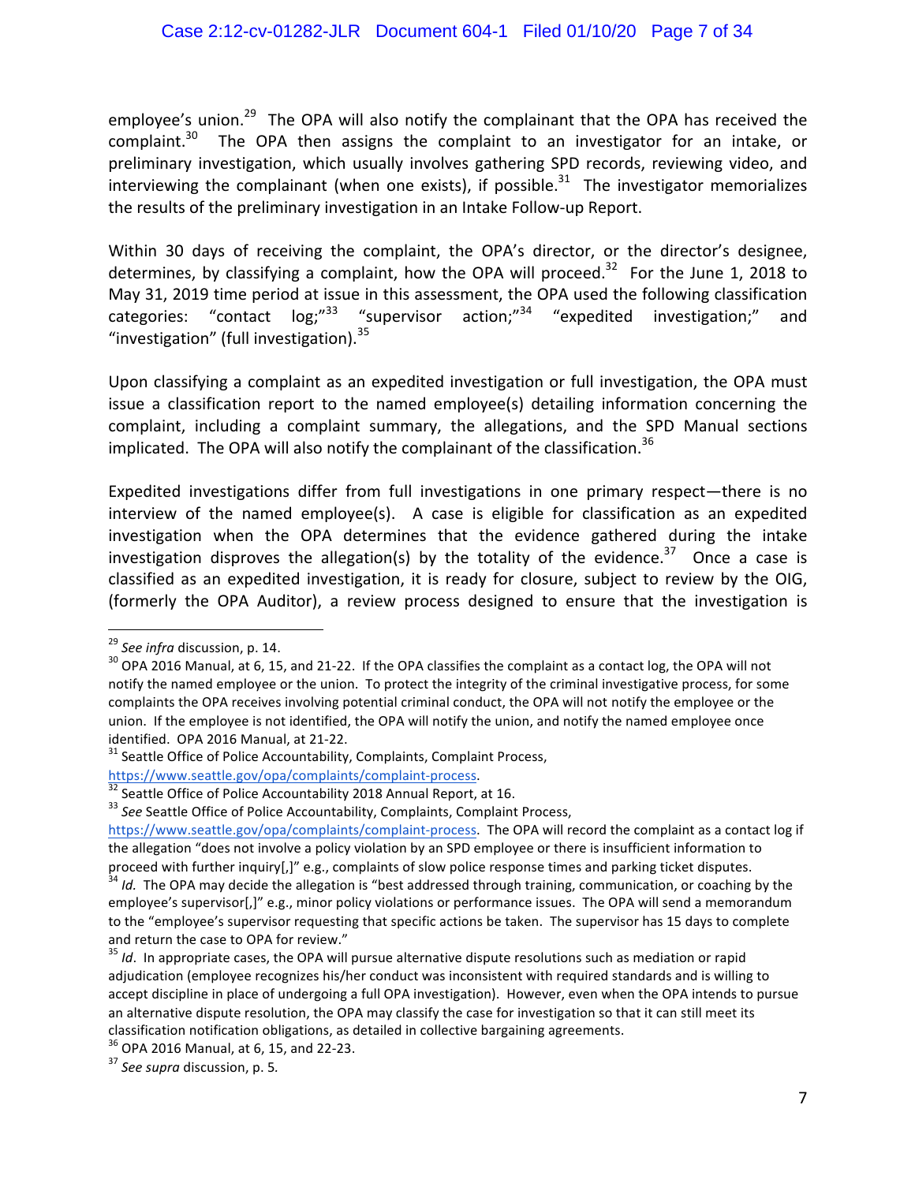employee's union.[29] The OPA will also notify the complainant that the OPA has received the complaint.[30] The OPA then assigns the complaint to an investigator for an intake, or preliminary investigation, which usually involves gathering SPD records, reviewing video, and interviewing the complainant (when one exists), if possible.[31] The investigator memorializes the results of the preliminary investigation in an Intake Follow-up Report.

Within 30 days of receiving the complaint, the OPA's director, or the director's designee, determines, by classifying a complaint, how the OPA will proceed.[32] For the June 1, 2018 to May 31, 2019 time period at issue in this assessment, the OPA used the following classification categories: "contact log;"[33] "supervisor action;"[34] "expedited investigation;" and "investigation" (full investigation).[35]

Upon classifying a complaint as an expedited investigation or full investigation, the OPA must issue a classification report to the named employee(s) detailing information concerning the complaint, including a complaint summary, the allegations, and the SPD Manual sections implicated. The OPA will also notify the complainant of the classification.[36]

Expedited investigations differ from full investigations in one primary respect—there is no interview of the named employee(s). A case is eligible for classification as an expedited investigation when the OPA determines that the evidence gathered during the intake investigation disproves the allegation(s) by the totality of the evidence.[37] Once a case is classified as an expedited investigation, it is ready for closure, subject to review by the OIG, (formerly the OPA Auditor), a review process designed to ensure that the investigation is

---

[29] *See infra* discussion, p. 14.

[30] OPA 2016 Manual, at 6, 15, and 21-22. If the OPA classifies the complaint as a contact log, the OPA will not notify the named employee or the union. To protect the integrity of the criminal investigative process, for some complaints the OPA receives involving potential criminal conduct, the OPA will not notify the employee or the union. If the employee is not identified, the OPA will notify the union, and notify the named employee once identified. OPA 2016 Manual, at 21-22.

[31] Seattle Office of Police Accountability, Complaints, Complaint Process, https://www.seattle.gov/opa/complaints/complaint-process.

[32] Seattle Office of Police Accountability 2018 Annual Report, at 16.

[33] *See* Seattle Office of Police Accountability, Complaints, Complaint Process, https://www.seattle.gov/opa/complaints/complaint-process. The OPA will record the complaint as a contact log if the allegation "does not involve a policy violation by an SPD employee or there is insufficient information to proceed with further inquiry[,]" e.g., complaints of slow police response times and parking ticket disputes.

[34] *Id.* The OPA may decide the allegation is "best addressed through training, communication, or coaching by the employee's supervisor[,]" e.g., minor policy violations or performance issues. The OPA will send a memorandum to the "employee's supervisor requesting that specific actions be taken. The supervisor has 15 days to complete and return the case to OPA for review."

[35] *Id*. In appropriate cases, the OPA will pursue alternative dispute resolutions such as mediation or rapid adjudication (employee recognizes his/her conduct was inconsistent with required standards and is willing to accept discipline in place of undergoing a full OPA investigation). However, even when the OPA intends to pursue an alternative dispute resolution, the OPA may classify the case for investigation so that it can still meet its classification notification obligations, as detailed in collective bargaining agreements.

[36] OPA 2016 Manual, at 6, 15, and 22-23.

[37] *See supra* discussion, p. 5.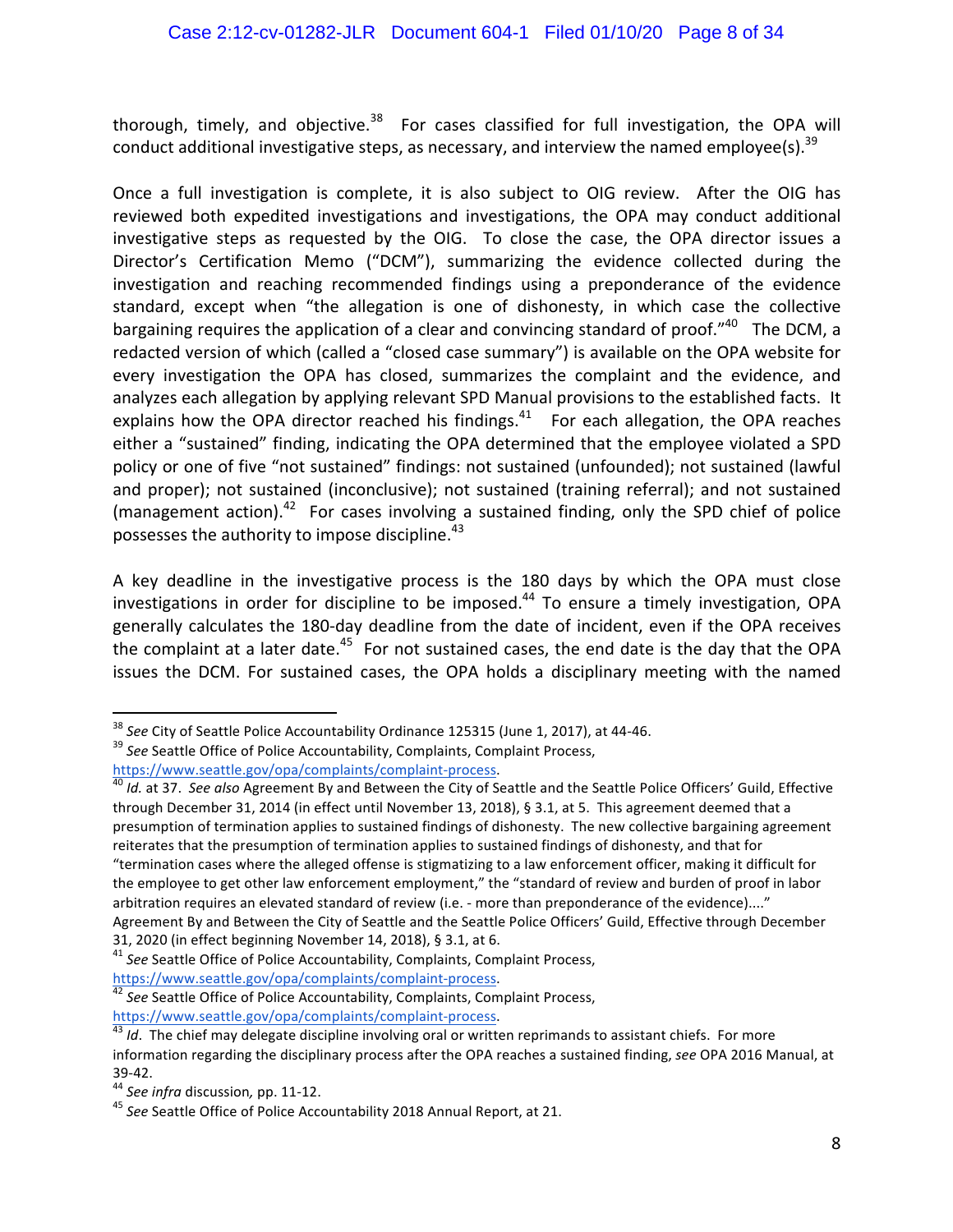thorough, timely, and objective.[38] For cases classified for full investigation, the OPA will conduct additional investigative steps, as necessary, and interview the named employee(s).[39]

Once a full investigation is complete, it is also subject to OIG review. After the OIG has reviewed both expedited investigations and investigations, the OPA may conduct additional investigative steps as requested by the OIG. To close the case, the OPA director issues a Director's Certification Memo ("DCM"), summarizing the evidence collected during the investigation and reaching recommended findings using a preponderance of the evidence standard, except when "the allegation is one of dishonesty, in which case the collective bargaining requires the application of a clear and convincing standard of proof."[40] The DCM, a redacted version of which (called a "closed case summary") is available on the OPA website for every investigation the OPA has closed, summarizes the complaint and the evidence, and analyzes each allegation by applying relevant SPD Manual provisions to the established facts. It explains how the OPA director reached his findings.[41] For each allegation, the OPA reaches either a "sustained" finding, indicating the OPA determined that the employee violated a SPD policy or one of five "not sustained" findings: not sustained (unfounded); not sustained (lawful and proper); not sustained (inconclusive); not sustained (training referral); and not sustained (management action).[42] For cases involving a sustained finding, only the SPD chief of police possesses the authority to impose discipline.[43]

A key deadline in the investigative process is the 180 days by which the OPA must close investigations in order for discipline to be imposed.[44] To ensure a timely investigation, OPA generally calculates the 180-day deadline from the date of incident, even if the OPA receives the complaint at a later date.[45] For not sustained cases, the end date is the day that the OPA issues the DCM. For sustained cases, the OPA holds a disciplinary meeting with the named

---

[38] *See* City of Seattle Police Accountability Ordinance 125315 (June 1, 2017), at 44-46.

[39] *See* Seattle Office of Police Accountability, Complaints, Complaint Process, https://www.seattle.gov/opa/complaints/complaint-process.

[40] *Id.* at 37. *See also* Agreement By and Between the City of Seattle and the Seattle Police Officers' Guild, Effective through December 31, 2014 (in effect until November 13, 2018), § 3.1, at 5. This agreement deemed that a presumption of termination applies to sustained findings of dishonesty. The new collective bargaining agreement reiterates that the presumption of termination applies to sustained findings of dishonesty, and that for "termination cases where the alleged offense is stigmatizing to a law enforcement officer, making it difficult for the employee to get other law enforcement employment," the "standard of review and burden of proof in labor arbitration requires an elevated standard of review (i.e. - more than preponderance of the evidence)...." Agreement By and Between the City of Seattle and the Seattle Police Officers' Guild, Effective through December 31, 2020 (in effect beginning November 14, 2018), § 3.1, at 6.

[41] *See* Seattle Office of Police Accountability, Complaints, Complaint Process, https://www.seattle.gov/opa/complaints/complaint-process.

[42] *See* Seattle Office of Police Accountability, Complaints, Complaint Process, https://www.seattle.gov/opa/complaints/complaint-process.

[43] *Id*. The chief may delegate discipline involving oral or written reprimands to assistant chiefs. For more information regarding the disciplinary process after the OPA reaches a sustained finding, *see* OPA 2016 Manual, at 39-42.

[44] *See infra* discussion, pp. 11-12.

[45] *See* Seattle Office of Police Accountability 2018 Annual Report, at 21.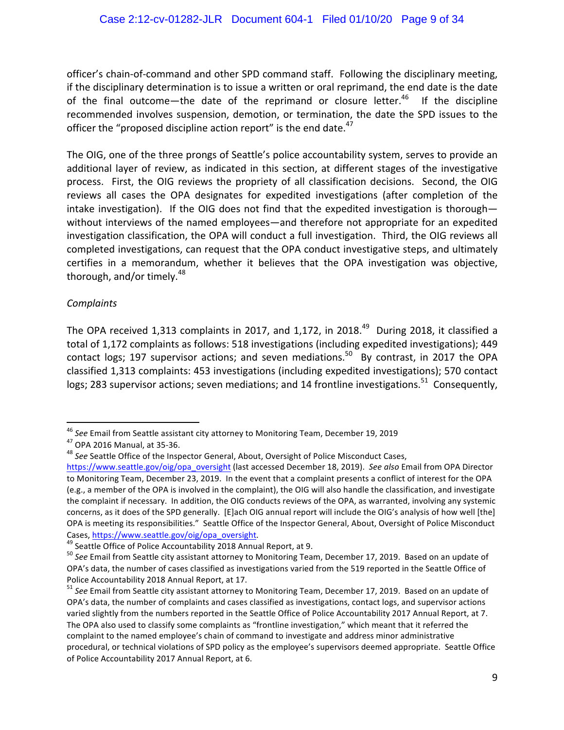officer's chain-of-command and other SPD command staff. Following the disciplinary meeting, if the disciplinary determination is to issue a written or oral reprimand, the end date is the date of the final outcome—the date of the reprimand or closure letter.[46] If the discipline recommended involves suspension, demotion, or termination, the date the SPD issues to the officer the "proposed discipline action report" is the end date.[47]

The OIG, one of the three prongs of Seattle's police accountability system, serves to provide an additional layer of review, as indicated in this section, at different stages of the investigative process. First, the OIG reviews the propriety of all classification decisions. Second, the OIG reviews all cases the OPA designates for expedited investigations (after completion of the intake investigation). If the OIG does not find that the expedited investigation is thorough—without interviews of the named employees—and therefore not appropriate for an expedited investigation classification, the OPA will conduct a full investigation. Third, the OIG reviews all completed investigations, can request that the OPA conduct investigative steps, and ultimately certifies in a memorandum, whether it believes that the OPA investigation was objective, thorough, and/or timely.[48]

*Complaints*

The OPA received 1,313 complaints in 2017, and 1,172, in 2018.[49] During 2018, it classified a total of 1,172 complaints as follows: 518 investigations (including expedited investigations); 449 contact logs; 197 supervisor actions; and seven mediations.[50] By contrast, in 2017 the OPA classified 1,313 complaints: 453 investigations (including expedited investigations); 570 contact logs; 283 supervisor actions; seven mediations; and 14 frontline investigations.[51] Consequently,

---

[46] *See* Email from Seattle assistant city attorney to Monitoring Team, December 19, 2019

[47] OPA 2016 Manual, at 35-36.

[48] *See* Seattle Office of the Inspector General, About, Oversight of Police Misconduct Cases, https://www.seattle.gov/oig/opa_oversight (last accessed December 18, 2019). *See also* Email from OPA Director to Monitoring Team, December 23, 2019. In the event that a complaint presents a conflict of interest for the OPA (e.g., a member of the OPA is involved in the complaint), the OIG will also handle the classification, and investigate the complaint if necessary. In addition, the OIG conducts reviews of the OPA, as warranted, involving any systemic concerns, as it does of the SPD generally. [E]ach OIG annual report will include the OIG's analysis of how well [the] OPA is meeting its responsibilities." Seattle Office of the Inspector General, About, Oversight of Police Misconduct Cases, https://www.seattle.gov/oig/opa_oversight.

[49] Seattle Office of Police Accountability 2018 Annual Report, at 9.

[50] *See* Email from Seattle city assistant city attorney to Monitoring Team, December 17, 2019. Based on an update of OPA's data, the number of cases classified as investigations varied from the 519 reported in the Seattle Office of Police Accountability 2018 Annual Report, at 17.

[51] *See* Email from Seattle city assistant city attorney to Monitoring Team, December 17, 2019. Based on an update of OPA's data, the number of complaints and cases classified as investigations, contact logs, and supervisor actions varied slightly from the numbers reported in the Seattle Office of Police Accountability 2017 Annual Report, at 7. The OPA also used to classify some complaints as "frontline investigation," which meant that it referred the complaint to the named employee's chain of command to investigate and address minor administrative procedural, or technical violations of SPD policy as the employee's supervisors deemed appropriate. Seattle Office of Police Accountability 2017 Annual Report, at 6.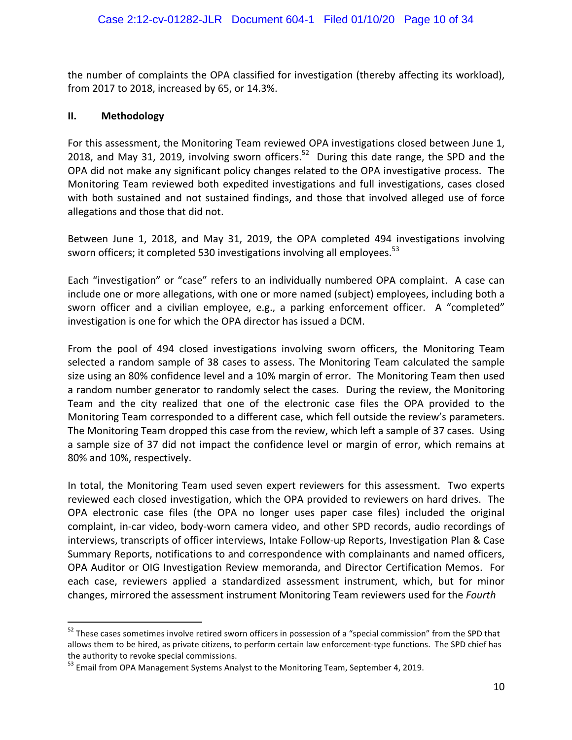the number of complaints the OPA classified for investigation (thereby affecting its workload), from 2017 to 2018, increased by 65, or 14.3%.

## II. Methodology

For this assessment, the Monitoring Team reviewed OPA investigations closed between June 1, 2018, and May 31, 2019, involving sworn officers.[52] During this date range, the SPD and the OPA did not make any significant policy changes related to the OPA investigative process. The Monitoring Team reviewed both expedited investigations and full investigations, cases closed with both sustained and not sustained findings, and those that involved alleged use of force allegations and those that did not.

Between June 1, 2018, and May 31, 2019, the OPA completed 494 investigations involving sworn officers; it completed 530 investigations involving all employees.[53]

Each "investigation" or "case" refers to an individually numbered OPA complaint. A case can include one or more allegations, with one or more named (subject) employees, including both a sworn officer and a civilian employee, e.g., a parking enforcement officer. A "completed" investigation is one for which the OPA director has issued a DCM.

From the pool of 494 closed investigations involving sworn officers, the Monitoring Team selected a random sample of 38 cases to assess. The Monitoring Team calculated the sample size using an 80% confidence level and a 10% margin of error. The Monitoring Team then used a random number generator to randomly select the cases. During the review, the Monitoring Team and the city realized that one of the electronic case files the OPA provided to the Monitoring Team corresponded to a different case, which fell outside the review's parameters. The Monitoring Team dropped this case from the review, which left a sample of 37 cases. Using a sample size of 37 did not impact the confidence level or margin of error, which remains at 80% and 10%, respectively.

In total, the Monitoring Team used seven expert reviewers for this assessment. Two experts reviewed each closed investigation, which the OPA provided to reviewers on hard drives. The OPA electronic case files (the OPA no longer uses paper case files) included the original complaint, in-car video, body-worn camera video, and other SPD records, audio recordings of interviews, transcripts of officer interviews, Intake Follow-up Reports, Investigation Plan & Case Summary Reports, notifications to and correspondence with complainants and named officers, OPA Auditor or OIG Investigation Review memoranda, and Director Certification Memos. For each case, reviewers applied a standardized assessment instrument, which, but for minor changes, mirrored the assessment instrument Monitoring Team reviewers used for the *Fourth*

---

[52] These cases sometimes involve retired sworn officers in possession of a "special commission" from the SPD that allows them to be hired, as private citizens, to perform certain law enforcement-type functions. The SPD chief has the authority to revoke special commissions.

[53] Email from OPA Management Systems Analyst to the Monitoring Team, September 4, 2019.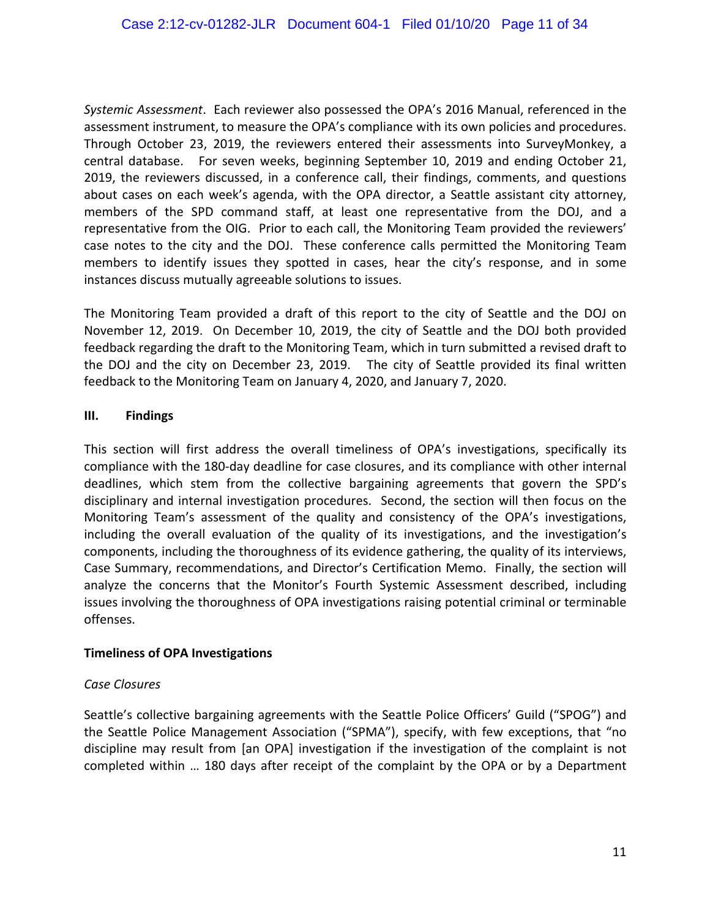*Systemic Assessment*. Each reviewer also possessed the OPA's 2016 Manual, referenced in the assessment instrument, to measure the OPA's compliance with its own policies and procedures. Through October 23, 2019, the reviewers entered their assessments into SurveyMonkey, a central database. For seven weeks, beginning September 10, 2019 and ending October 21, 2019, the reviewers discussed, in a conference call, their findings, comments, and questions about cases on each week's agenda, with the OPA director, a Seattle assistant city attorney, members of the SPD command staff, at least one representative from the DOJ, and a representative from the OIG. Prior to each call, the Monitoring Team provided the reviewers' case notes to the city and the DOJ. These conference calls permitted the Monitoring Team members to identify issues they spotted in cases, hear the city's response, and in some instances discuss mutually agreeable solutions to issues.

The Monitoring Team provided a draft of this report to the city of Seattle and the DOJ on November 12, 2019. On December 10, 2019, the city of Seattle and the DOJ both provided feedback regarding the draft to the Monitoring Team, which in turn submitted a revised draft to the DOJ and the city on December 23, 2019. The city of Seattle provided its final written feedback to the Monitoring Team on January 4, 2020, and January 7, 2020.

## III. Findings

This section will first address the overall timeliness of OPA's investigations, specifically its compliance with the 180-day deadline for case closures, and its compliance with other internal deadlines, which stem from the collective bargaining agreements that govern the SPD's disciplinary and internal investigation procedures. Second, the section will then focus on the Monitoring Team's assessment of the quality and consistency of the OPA's investigations, including the overall evaluation of the quality of its investigations, and the investigation's components, including the thoroughness of its evidence gathering, the quality of its interviews, Case Summary, recommendations, and Director's Certification Memo. Finally, the section will analyze the concerns that the Monitor's Fourth Systemic Assessment described, including issues involving the thoroughness of OPA investigations raising potential criminal or terminable offenses.

### Timeliness of OPA Investigations

#### *Case Closures*

Seattle's collective bargaining agreements with the Seattle Police Officers' Guild ("SPOG") and the Seattle Police Management Association ("SPMA"), specify, with few exceptions, that "no discipline may result from [an OPA] investigation if the investigation of the complaint is not completed within … 180 days after receipt of the complaint by the OPA or by a Department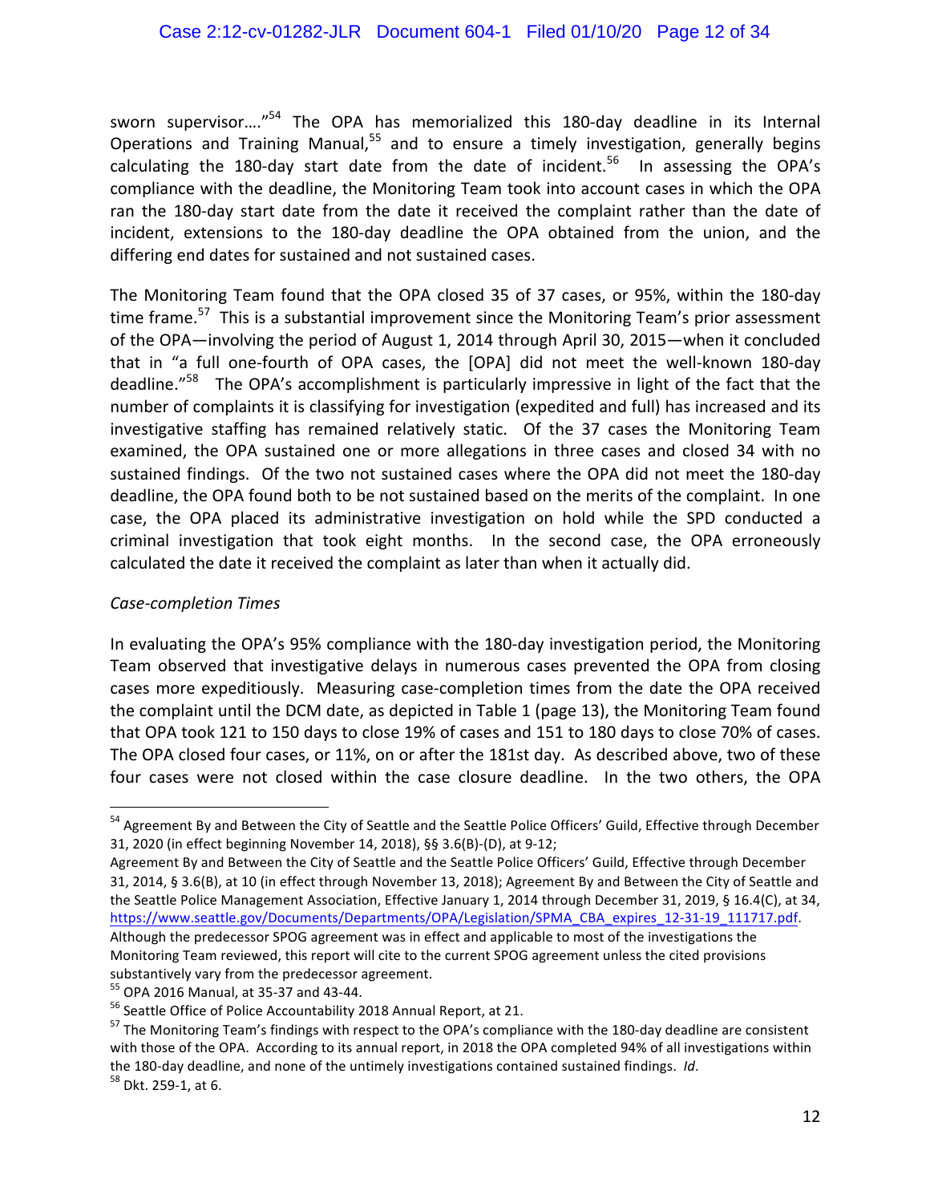sworn supervisor…."[54] The OPA has memorialized this 180-day deadline in its Internal Operations and Training Manual,[55] and to ensure a timely investigation, generally begins calculating the 180-day start date from the date of incident.[56] In assessing the OPA's compliance with the deadline, the Monitoring Team took into account cases in which the OPA ran the 180-day start date from the date it received the complaint rather than the date of incident, extensions to the 180-day deadline the OPA obtained from the union, and the differing end dates for sustained and not sustained cases.

The Monitoring Team found that the OPA closed 35 of 37 cases, or 95%, within the 180-day time frame.[57] This is a substantial improvement since the Monitoring Team's prior assessment of the OPA—involving the period of August 1, 2014 through April 30, 2015—when it concluded that in "a full one-fourth of OPA cases, the [OPA] did not meet the well-known 180-day deadline."[58] The OPA's accomplishment is particularly impressive in light of the fact that the number of complaints it is classifying for investigation (expedited and full) has increased and its investigative staffing has remained relatively static. Of the 37 cases the Monitoring Team examined, the OPA sustained one or more allegations in three cases and closed 34 with no sustained findings. Of the two not sustained cases where the OPA did not meet the 180-day deadline, the OPA found both to be not sustained based on the merits of the complaint. In one case, the OPA placed its administrative investigation on hold while the SPD conducted a criminal investigation that took eight months. In the second case, the OPA erroneously calculated the date it received the complaint as later than when it actually did.

*Case-completion Times*

In evaluating the OPA's 95% compliance with the 180-day investigation period, the Monitoring Team observed that investigative delays in numerous cases prevented the OPA from closing cases more expeditiously. Measuring case-completion times from the date the OPA received the complaint until the DCM date, as depicted in Table 1 (page 13), the Monitoring Team found that OPA took 121 to 150 days to close 19% of cases and 151 to 180 days to close 70% of cases. The OPA closed four cases, or 11%, on or after the 181st day. As described above, two of these four cases were not closed within the case closure deadline. In the two others, the OPA

---

[54] Agreement By and Between the City of Seattle and the Seattle Police Officers' Guild, Effective through December 31, 2020 (in effect beginning November 14, 2018), §§ 3.6(B)-(D), at 9-12; Agreement By and Between the City of Seattle and the Seattle Police Officers' Guild, Effective through December 31, 2014, § 3.6(B), at 10 (in effect through November 13, 2018); Agreement By and Between the City of Seattle and the Seattle Police Management Association, Effective January 1, 2014 through December 31, 2019, § 16.4(C), at 34, https://www.seattle.gov/Documents/Departments/OPA/Legislation/SPMA_CBA_expires_12-31-19_111717.pdf. Although the predecessor SPOG agreement was in effect and applicable to most of the investigations the Monitoring Team reviewed, this report will cite to the current SPOG agreement unless the cited provisions substantively vary from the predecessor agreement.

[55] OPA 2016 Manual, at 35-37 and 43-44.

[56] Seattle Office of Police Accountability 2018 Annual Report, at 21.

[57] The Monitoring Team's findings with respect to the OPA's compliance with the 180-day deadline are consistent with those of the OPA. According to its annual report, in 2018 the OPA completed 94% of all investigations within the 180-day deadline, and none of the untimely investigations contained sustained findings. *Id*.

[58] Dkt. 259-1, at 6.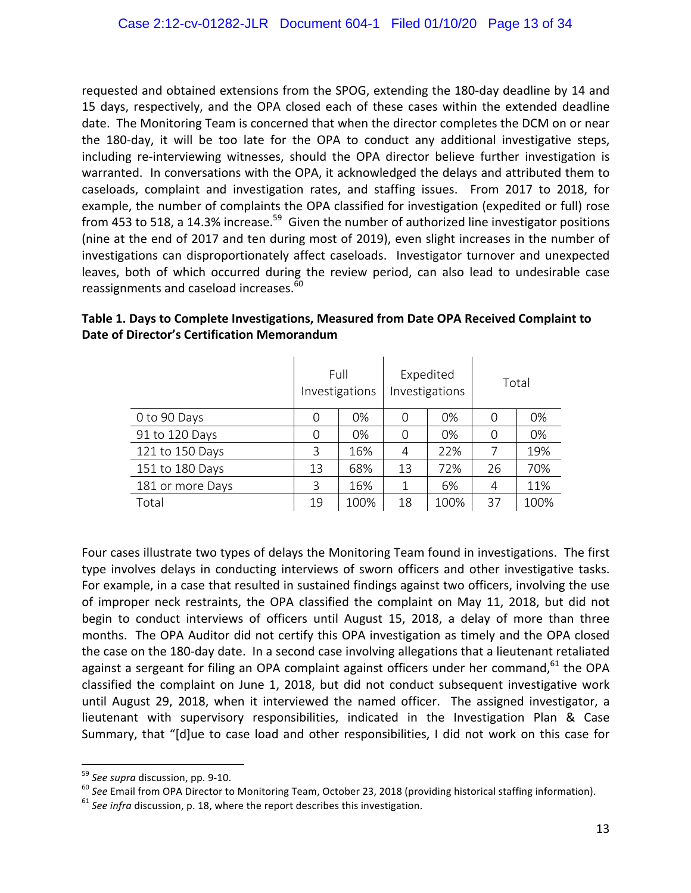requested and obtained extensions from the SPOG, extending the 180-day deadline by 14 and 15 days, respectively, and the OPA closed each of these cases within the extended deadline date. The Monitoring Team is concerned that when the director completes the DCM on or near the 180-day, it will be too late for the OPA to conduct any additional investigative steps, including re-interviewing witnesses, should the OPA director believe further investigation is warranted. In conversations with the OPA, it acknowledged the delays and attributed them to caseloads, complaint and investigation rates, and staffing issues. From 2017 to 2018, for example, the number of complaints the OPA classified for investigation (expedited or full) rose from 453 to 518, a 14.3% increase.[59] Given the number of authorized line investigator positions (nine at the end of 2017 and ten during most of 2019), even slight increases in the number of investigations can disproportionately affect caseloads. Investigator turnover and unexpected leaves, both of which occurred during the review period, can also lead to undesirable case reassignments and caseload increases.[60]

**Table 1. Days to Complete Investigations, Measured from Date OPA Received Complaint to Date of Director's Certification Memorandum**

| | Full Investigations | | Expedited Investigations | | Total | |
|---|---|---|---|---|---|---|
| 0 to 90 Days | 0 | 0% | 0 | 0% | 0 | 0% |
| 91 to 120 Days | 0 | 0% | 0 | 0% | 0 | 0% |
| 121 to 150 Days | 3 | 16% | 4 | 22% | 7 | 19% |
| 151 to 180 Days | 13 | 68% | 13 | 72% | 26 | 70% |
| 181 or more Days | 3 | 16% | 1 | 6% | 4 | 11% |
| Total | 19 | 100% | 18 | 100% | 37 | 100% |

Four cases illustrate two types of delays the Monitoring Team found in investigations. The first type involves delays in conducting interviews of sworn officers and other investigative tasks. For example, in a case that resulted in sustained findings against two officers, involving the use of improper neck restraints, the OPA classified the complaint on May 11, 2018, but did not begin to conduct interviews of officers until August 15, 2018, a delay of more than three months. The OPA Auditor did not certify this OPA investigation as timely and the OPA closed the case on the 180-day date. In a second case involving allegations that a lieutenant retaliated against a sergeant for filing an OPA complaint against officers under her command,[61] the OPA classified the complaint on June 1, 2018, but did not conduct subsequent investigative work until August 29, 2018, when it interviewed the named officer. The assigned investigator, a lieutenant with supervisory responsibilities, indicated in the Investigation Plan & Case Summary, that "[d]ue to case load and other responsibilities, I did not work on this case for

---

[59] *See supra* discussion, pp. 9-10.

[60] *See* Email from OPA Director to Monitoring Team, October 23, 2018 (providing historical staffing information).

[61] *See infra* discussion, p. 18, where the report describes this investigation.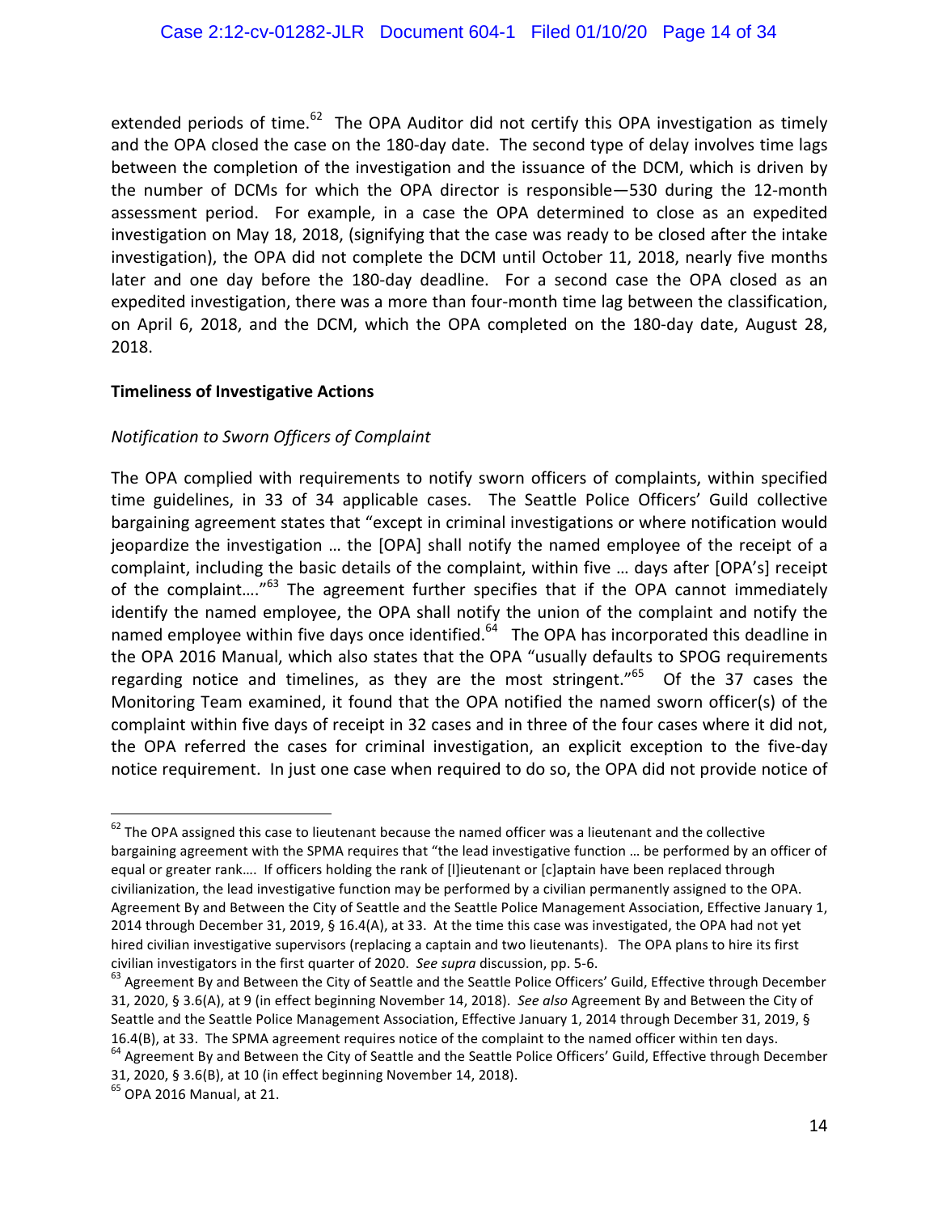extended periods of time.[62] The OPA Auditor did not certify this OPA investigation as timely and the OPA closed the case on the 180-day date. The second type of delay involves time lags between the completion of the investigation and the issuance of the DCM, which is driven by the number of DCMs for which the OPA director is responsible—530 during the 12-month assessment period. For example, in a case the OPA determined to close as an expedited investigation on May 18, 2018, (signifying that the case was ready to be closed after the intake investigation), the OPA did not complete the DCM until October 11, 2018, nearly five months later and one day before the 180-day deadline. For a second case the OPA closed as an expedited investigation, there was a more than four-month time lag between the classification, on April 6, 2018, and the DCM, which the OPA completed on the 180-day date, August 28, 2018.

**Timeliness of Investigative Actions**

*Notification to Sworn Officers of Complaint*

The OPA complied with requirements to notify sworn officers of complaints, within specified time guidelines, in 33 of 34 applicable cases. The Seattle Police Officers' Guild collective bargaining agreement states that "except in criminal investigations or where notification would jeopardize the investigation … the [OPA] shall notify the named employee of the receipt of a complaint, including the basic details of the complaint, within five … days after [OPA's] receipt of the complaint…."[63] The agreement further specifies that if the OPA cannot immediately identify the named employee, the OPA shall notify the union of the complaint and notify the named employee within five days once identified.[64] The OPA has incorporated this deadline in the OPA 2016 Manual, which also states that the OPA "usually defaults to SPOG requirements regarding notice and timelines, as they are the most stringent."[65] Of the 37 cases the Monitoring Team examined, it found that the OPA notified the named sworn officer(s) of the complaint within five days of receipt in 32 cases and in three of the four cases where it did not, the OPA referred the cases for criminal investigation, an explicit exception to the five-day notice requirement. In just one case when required to do so, the OPA did not provide notice of

---

[62] The OPA assigned this case to lieutenant because the named officer was a lieutenant and the collective bargaining agreement with the SPMA requires that "the lead investigative function … be performed by an officer of equal or greater rank…. If officers holding the rank of [l]ieutenant or [c]aptain have been replaced through civilianization, the lead investigative function may be performed by a civilian permanently assigned to the OPA. Agreement By and Between the City of Seattle and the Seattle Police Management Association, Effective January 1, 2014 through December 31, 2019, § 16.4(A), at 33. At the time this case was investigated, the OPA had not yet hired civilian investigative supervisors (replacing a captain and two lieutenants). The OPA plans to hire its first civilian investigators in the first quarter of 2020. *See supra* discussion, pp. 5-6.

[63] Agreement By and Between the City of Seattle and the Seattle Police Officers' Guild, Effective through December 31, 2020, § 3.6(A), at 9 (in effect beginning November 14, 2018). *See also* Agreement By and Between the City of Seattle and the Seattle Police Management Association, Effective January 1, 2014 through December 31, 2019, § 16.4(B), at 33. The SPMA agreement requires notice of the complaint to the named officer within ten days.

[64] Agreement By and Between the City of Seattle and the Seattle Police Officers' Guild, Effective through December 31, 2020, § 3.6(B), at 10 (in effect beginning November 14, 2018).

[65] OPA 2016 Manual, at 21.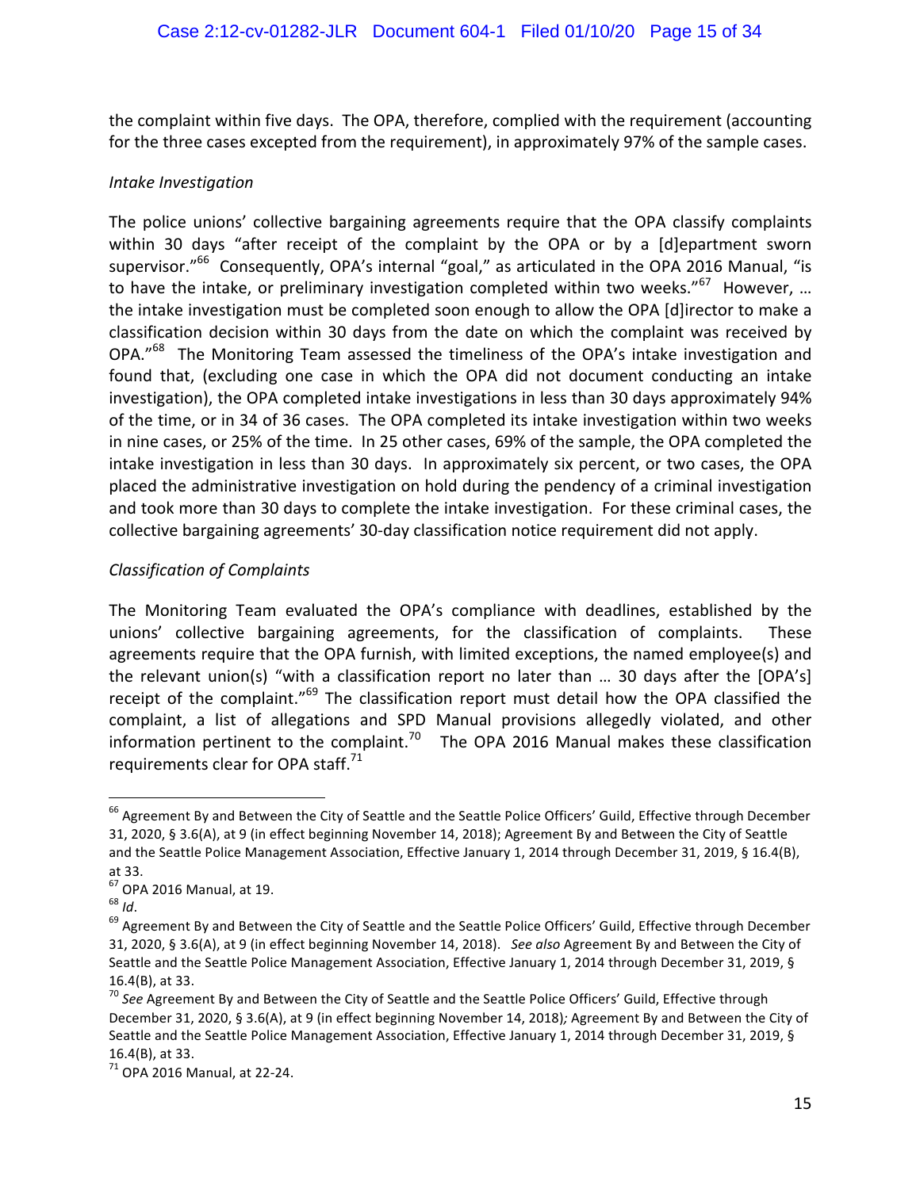the complaint within five days. The OPA, therefore, complied with the requirement (accounting for the three cases excepted from the requirement), in approximately 97% of the sample cases.

*Intake Investigation*

The police unions' collective bargaining agreements require that the OPA classify complaints within 30 days "after receipt of the complaint by the OPA or by a [d]epartment sworn supervisor."[66] Consequently, OPA's internal "goal," as articulated in the OPA 2016 Manual, "is to have the intake, or preliminary investigation completed within two weeks."[67] However, … the intake investigation must be completed soon enough to allow the OPA [d]irector to make a classification decision within 30 days from the date on which the complaint was received by OPA."[68] The Monitoring Team assessed the timeliness of the OPA's intake investigation and found that, (excluding one case in which the OPA did not document conducting an intake investigation), the OPA completed intake investigations in less than 30 days approximately 94% of the time, or in 34 of 36 cases. The OPA completed its intake investigation within two weeks in nine cases, or 25% of the time. In 25 other cases, 69% of the sample, the OPA completed the intake investigation in less than 30 days. In approximately six percent, or two cases, the OPA placed the administrative investigation on hold during the pendency of a criminal investigation and took more than 30 days to complete the intake investigation. For these criminal cases, the collective bargaining agreements' 30-day classification notice requirement did not apply.

*Classification of Complaints*

The Monitoring Team evaluated the OPA's compliance with deadlines, established by the unions' collective bargaining agreements, for the classification of complaints. These agreements require that the OPA furnish, with limited exceptions, the named employee(s) and the relevant union(s) "with a classification report no later than … 30 days after the [OPA's] receipt of the complaint."[69] The classification report must detail how the OPA classified the complaint, a list of allegations and SPD Manual provisions allegedly violated, and other information pertinent to the complaint.[70] The OPA 2016 Manual makes these classification requirements clear for OPA staff.[71]

---

[66] Agreement By and Between the City of Seattle and the Seattle Police Officers' Guild, Effective through December 31, 2020, § 3.6(A), at 9 (in effect beginning November 14, 2018); Agreement By and Between the City of Seattle and the Seattle Police Management Association, Effective January 1, 2014 through December 31, 2019, § 16.4(B), at 33.

[67] OPA 2016 Manual, at 19.

[68] *Id*.

[69] Agreement By and Between the City of Seattle and the Seattle Police Officers' Guild, Effective through December 31, 2020, § 3.6(A), at 9 (in effect beginning November 14, 2018). *See also* Agreement By and Between the City of Seattle and the Seattle Police Management Association, Effective January 1, 2014 through December 31, 2019, § 16.4(B), at 33.

[70] *See* Agreement By and Between the City of Seattle and the Seattle Police Officers' Guild, Effective through December 31, 2020, § 3.6(A), at 9 (in effect beginning November 14, 2018); Agreement By and Between the City of Seattle and the Seattle Police Management Association, Effective January 1, 2014 through December 31, 2019, § 16.4(B), at 33.

[71] OPA 2016 Manual, at 22-24.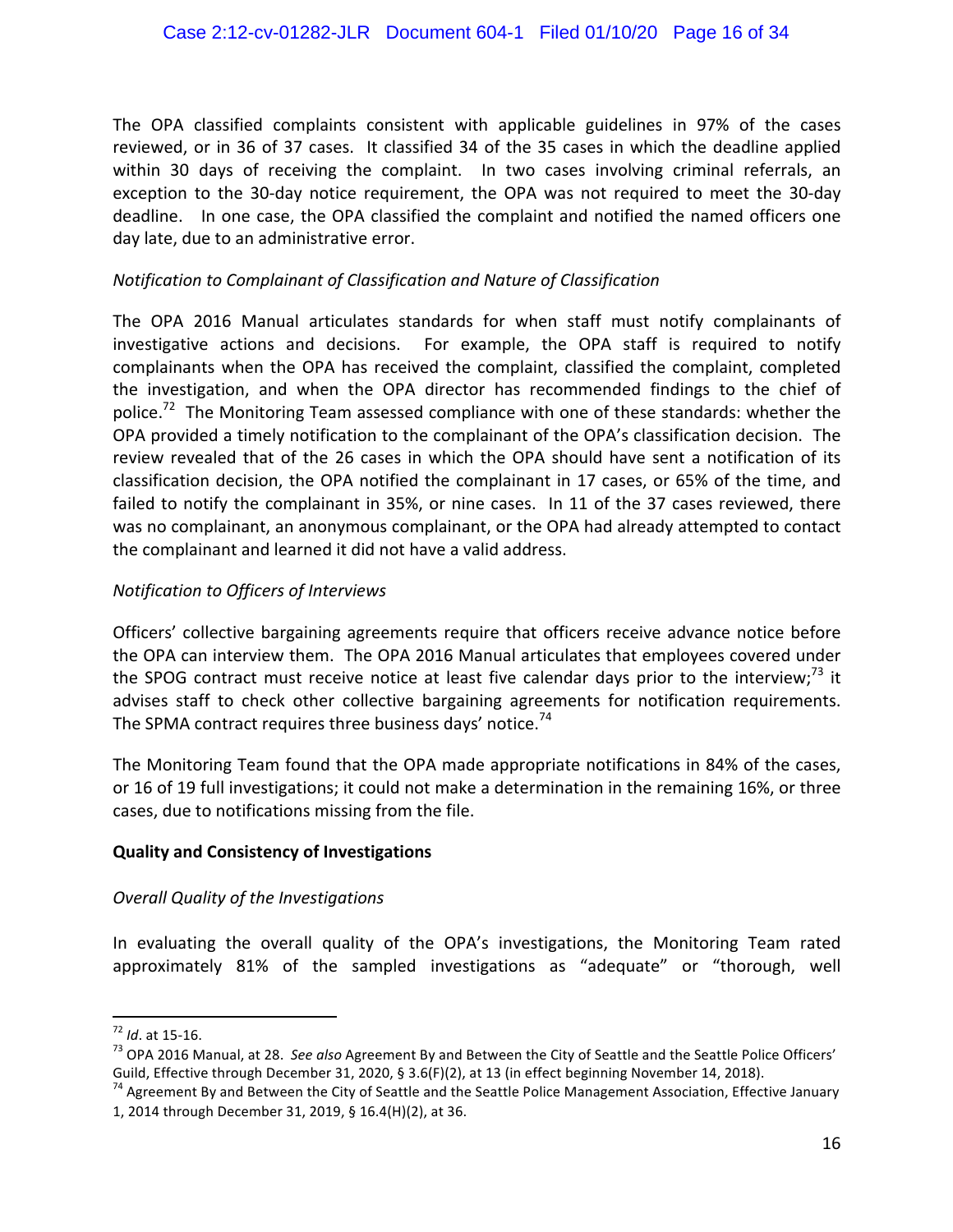The OPA classified complaints consistent with applicable guidelines in 97% of the cases reviewed, or in 36 of 37 cases. It classified 34 of the 35 cases in which the deadline applied within 30 days of receiving the complaint. In two cases involving criminal referrals, an exception to the 30-day notice requirement, the OPA was not required to meet the 30-day deadline. In one case, the OPA classified the complaint and notified the named officers one day late, due to an administrative error.

*Notification to Complainant of Classification and Nature of Classification*

The OPA 2016 Manual articulates standards for when staff must notify complainants of investigative actions and decisions. For example, the OPA staff is required to notify complainants when the OPA has received the complaint, classified the complaint, completed the investigation, and when the OPA director has recommended findings to the chief of police.[72] The Monitoring Team assessed compliance with one of these standards: whether the OPA provided a timely notification to the complainant of the OPA's classification decision. The review revealed that of the 26 cases in which the OPA should have sent a notification of its classification decision, the OPA notified the complainant in 17 cases, or 65% of the time, and failed to notify the complainant in 35%, or nine cases. In 11 of the 37 cases reviewed, there was no complainant, an anonymous complainant, or the OPA had already attempted to contact the complainant and learned it did not have a valid address.

*Notification to Officers of Interviews*

Officers' collective bargaining agreements require that officers receive advance notice before the OPA can interview them. The OPA 2016 Manual articulates that employees covered under the SPOG contract must receive notice at least five calendar days prior to the interview;[73] it advises staff to check other collective bargaining agreements for notification requirements. The SPMA contract requires three business days' notice.[74]

The Monitoring Team found that the OPA made appropriate notifications in 84% of the cases, or 16 of 19 full investigations; it could not make a determination in the remaining 16%, or three cases, due to notifications missing from the file.

**Quality and Consistency of Investigations**

*Overall Quality of the Investigations*

In evaluating the overall quality of the OPA's investigations, the Monitoring Team rated approximately 81% of the sampled investigations as "adequate" or "thorough, well

---

[72] *Id*. at 15-16.

[73] OPA 2016 Manual, at 28. *See also* Agreement By and Between the City of Seattle and the Seattle Police Officers' Guild, Effective through December 31, 2020, § 3.6(F)(2), at 13 (in effect beginning November 14, 2018).

[74] Agreement By and Between the City of Seattle and the Seattle Police Management Association, Effective January 1, 2014 through December 31, 2019, § 16.4(H)(2), at 36.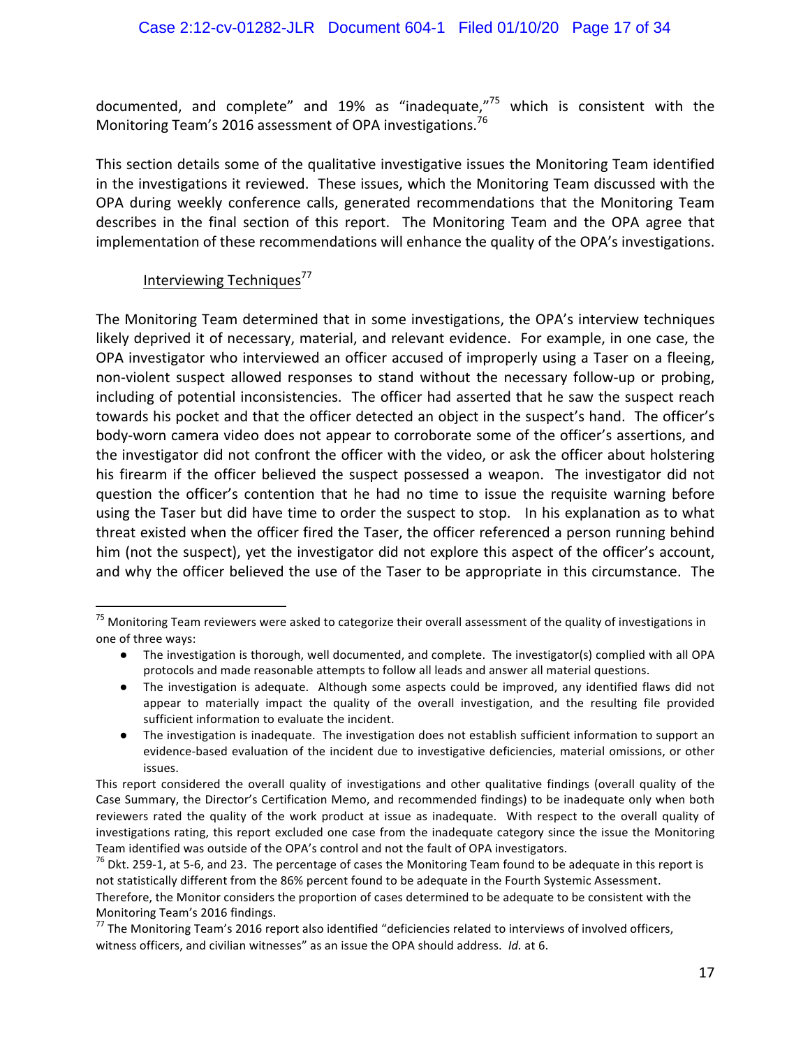documented, and complete" and 19% as "inadequate,"[75] which is consistent with the Monitoring Team's 2016 assessment of OPA investigations.[76]

This section details some of the qualitative investigative issues the Monitoring Team identified in the investigations it reviewed. These issues, which the Monitoring Team discussed with the OPA during weekly conference calls, generated recommendations that the Monitoring Team describes in the final section of this report. The Monitoring Team and the OPA agree that implementation of these recommendations will enhance the quality of the OPA's investigations.

<u>Interviewing Techniques</u>[77]

The Monitoring Team determined that in some investigations, the OPA's interview techniques likely deprived it of necessary, material, and relevant evidence. For example, in one case, the OPA investigator who interviewed an officer accused of improperly using a Taser on a fleeing, non-violent suspect allowed responses to stand without the necessary follow-up or probing, including of potential inconsistencies. The officer had asserted that he saw the suspect reach towards his pocket and that the officer detected an object in the suspect's hand. The officer's body-worn camera video does not appear to corroborate some of the officer's assertions, and the investigator did not confront the officer with the video, or ask the officer about holstering his firearm if the officer believed the suspect possessed a weapon. The investigator did not question the officer's contention that he had no time to issue the requisite warning before using the Taser but did have time to order the suspect to stop. In his explanation as to what threat existed when the officer fired the Taser, the officer referenced a person running behind him (not the suspect), yet the investigator did not explore this aspect of the officer's account, and why the officer believed the use of the Taser to be appropriate in this circumstance. The

---

[75] Monitoring Team reviewers were asked to categorize their overall assessment of the quality of investigations in one of three ways:

- The investigation is thorough, well documented, and complete. The investigator(s) complied with all OPA protocols and made reasonable attempts to follow all leads and answer all material questions.
- The investigation is adequate. Although some aspects could be improved, any identified flaws did not appear to materially impact the quality of the overall investigation, and the resulting file provided sufficient information to evaluate the incident.
- The investigation is inadequate. The investigation does not establish sufficient information to support an evidence-based evaluation of the incident due to investigative deficiencies, material omissions, or other issues.

This report considered the overall quality of investigations and other qualitative findings (overall quality of the Case Summary, the Director's Certification Memo, and recommended findings) to be inadequate only when both reviewers rated the quality of the work product at issue as inadequate. With respect to the overall quality of investigations rating, this report excluded one case from the inadequate category since the issue the Monitoring Team identified was outside of the OPA's control and not the fault of OPA investigators.

[76] Dkt. 259-1, at 5-6, and 23. The percentage of cases the Monitoring Team found to be adequate in this report is not statistically different from the 86% percent found to be adequate in the Fourth Systemic Assessment. Therefore, the Monitor considers the proportion of cases determined to be adequate to be consistent with the Monitoring Team's 2016 findings.

[77] The Monitoring Team's 2016 report also identified "deficiencies related to interviews of involved officers, witness officers, and civilian witnesses" as an issue the OPA should address. *Id.* at 6.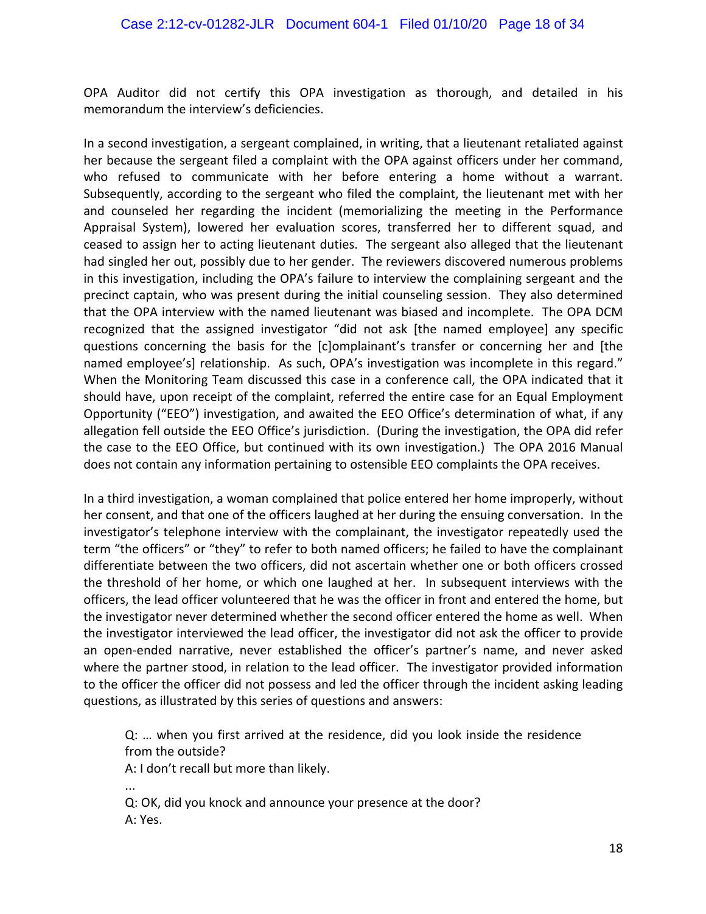OPA Auditor did not certify this OPA investigation as thorough, and detailed in his memorandum the interview's deficiencies.

In a second investigation, a sergeant complained, in writing, that a lieutenant retaliated against her because the sergeant filed a complaint with the OPA against officers under her command, who refused to communicate with her before entering a home without a warrant. Subsequently, according to the sergeant who filed the complaint, the lieutenant met with her and counseled her regarding the incident (memorializing the meeting in the Performance Appraisal System), lowered her evaluation scores, transferred her to different squad, and ceased to assign her to acting lieutenant duties. The sergeant also alleged that the lieutenant had singled her out, possibly due to her gender. The reviewers discovered numerous problems in this investigation, including the OPA's failure to interview the complaining sergeant and the precinct captain, who was present during the initial counseling session. They also determined that the OPA interview with the named lieutenant was biased and incomplete. The OPA DCM recognized that the assigned investigator "did not ask [the named employee] any specific questions concerning the basis for the [c]omplainant's transfer or concerning her and [the named employee's] relationship. As such, OPA's investigation was incomplete in this regard." When the Monitoring Team discussed this case in a conference call, the OPA indicated that it should have, upon receipt of the complaint, referred the entire case for an Equal Employment Opportunity ("EEO") investigation, and awaited the EEO Office's determination of what, if any allegation fell outside the EEO Office's jurisdiction. (During the investigation, the OPA did refer the case to the EEO Office, but continued with its own investigation.) The OPA 2016 Manual does not contain any information pertaining to ostensible EEO complaints the OPA receives.

In a third investigation, a woman complained that police entered her home improperly, without her consent, and that one of the officers laughed at her during the ensuing conversation. In the investigator's telephone interview with the complainant, the investigator repeatedly used the term "the officers" or "they" to refer to both named officers; he failed to have the complainant differentiate between the two officers, did not ascertain whether one or both officers crossed the threshold of her home, or which one laughed at her. In subsequent interviews with the officers, the lead officer volunteered that he was the officer in front and entered the home, but the investigator never determined whether the second officer entered the home as well. When the investigator interviewed the lead officer, the investigator did not ask the officer to provide an open-ended narrative, never established the officer's partner's name, and never asked where the partner stood, in relation to the lead officer. The investigator provided information to the officer the officer did not possess and led the officer through the incident asking leading questions, as illustrated by this series of questions and answers:

> Q: … when you first arrived at the residence, did you look inside the residence from the outside?
> A: I don't recall but more than likely.
> ...
> Q: OK, did you knock and announce your presence at the door?
> A: Yes.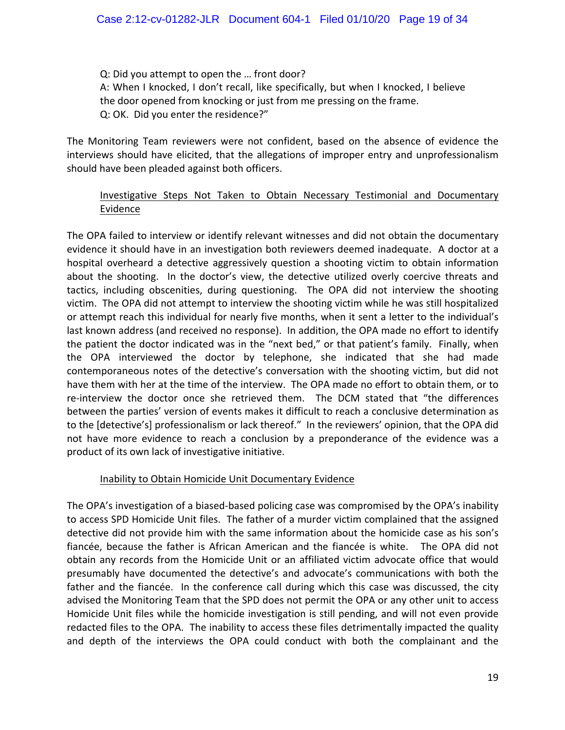Q: Did you attempt to open the … front door?
A: When I knocked, I don't recall, like specifically, but when I knocked, I believe the door opened from knocking or just from me pressing on the frame.
Q: OK. Did you enter the residence?"

The Monitoring Team reviewers were not confident, based on the absence of evidence the interviews should have elicited, that the allegations of improper entry and unprofessionalism should have been pleaded against both officers.

<u>Investigative Steps Not Taken to Obtain Necessary Testimonial and Documentary Evidence</u>

The OPA failed to interview or identify relevant witnesses and did not obtain the documentary evidence it should have in an investigation both reviewers deemed inadequate. A doctor at a hospital overheard a detective aggressively question a shooting victim to obtain information about the shooting. In the doctor's view, the detective utilized overly coercive threats and tactics, including obscenities, during questioning. The OPA did not interview the shooting victim. The OPA did not attempt to interview the shooting victim while he was still hospitalized or attempt reach this individual for nearly five months, when it sent a letter to the individual's last known address (and received no response). In addition, the OPA made no effort to identify the patient the doctor indicated was in the "next bed," or that patient's family. Finally, when the OPA interviewed the doctor by telephone, she indicated that she had made contemporaneous notes of the detective's conversation with the shooting victim, but did not have them with her at the time of the interview. The OPA made no effort to obtain them, or to re-interview the doctor once she retrieved them. The DCM stated that "the differences between the parties' version of events makes it difficult to reach a conclusive determination as to the [detective's] professionalism or lack thereof." In the reviewers' opinion, that the OPA did not have more evidence to reach a conclusion by a preponderance of the evidence was a product of its own lack of investigative initiative.

<u>Inability to Obtain Homicide Unit Documentary Evidence</u>

The OPA's investigation of a biased-based policing case was compromised by the OPA's inability to access SPD Homicide Unit files. The father of a murder victim complained that the assigned detective did not provide him with the same information about the homicide case as his son's fiancée, because the father is African American and the fiancée is white. The OPA did not obtain any records from the Homicide Unit or an affiliated victim advocate office that would presumably have documented the detective's and advocate's communications with both the father and the fiancée. In the conference call during which this case was discussed, the city advised the Monitoring Team that the SPD does not permit the OPA or any other unit to access Homicide Unit files while the homicide investigation is still pending, and will not even provide redacted files to the OPA. The inability to access these files detrimentally impacted the quality and depth of the interviews the OPA could conduct with both the complainant and the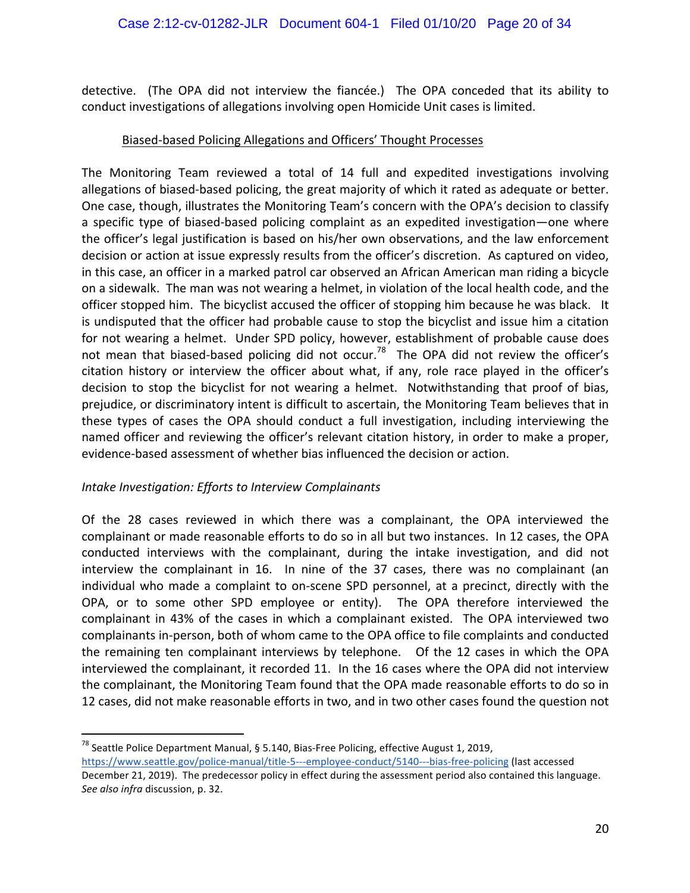detective. (The OPA did not interview the fiancée.) The OPA conceded that its ability to conduct investigations of allegations involving open Homicide Unit cases is limited.

<u>Biased-based Policing Allegations and Officers' Thought Processes</u>

The Monitoring Team reviewed a total of 14 full and expedited investigations involving allegations of biased-based policing, the great majority of which it rated as adequate or better. One case, though, illustrates the Monitoring Team's concern with the OPA's decision to classify a specific type of biased-based policing complaint as an expedited investigation—one where the officer's legal justification is based on his/her own observations, and the law enforcement decision or action at issue expressly results from the officer's discretion. As captured on video, in this case, an officer in a marked patrol car observed an African American man riding a bicycle on a sidewalk. The man was not wearing a helmet, in violation of the local health code, and the officer stopped him. The bicyclist accused the officer of stopping him because he was black. It is undisputed that the officer had probable cause to stop the bicyclist and issue him a citation for not wearing a helmet. Under SPD policy, however, establishment of probable cause does not mean that biased-based policing did not occur.[78] The OPA did not review the officer's citation history or interview the officer about what, if any, role race played in the officer's decision to stop the bicyclist for not wearing a helmet. Notwithstanding that proof of bias, prejudice, or discriminatory intent is difficult to ascertain, the Monitoring Team believes that in these types of cases the OPA should conduct a full investigation, including interviewing the named officer and reviewing the officer's relevant citation history, in order to make a proper, evidence-based assessment of whether bias influenced the decision or action.

*Intake Investigation: Efforts to Interview Complainants*

Of the 28 cases reviewed in which there was a complainant, the OPA interviewed the complainant or made reasonable efforts to do so in all but two instances. In 12 cases, the OPA conducted interviews with the complainant, during the intake investigation, and did not interview the complainant in 16. In nine of the 37 cases, there was no complainant (an individual who made a complaint to on-scene SPD personnel, at a precinct, directly with the OPA, or to some other SPD employee or entity). The OPA therefore interviewed the complainant in 43% of the cases in which a complainant existed. The OPA interviewed two complainants in-person, both of whom came to the OPA office to file complaints and conducted the remaining ten complainant interviews by telephone. Of the 12 cases in which the OPA interviewed the complainant, it recorded 11. In the 16 cases where the OPA did not interview the complainant, the Monitoring Team found that the OPA made reasonable efforts to do so in 12 cases, did not make reasonable efforts in two, and in two other cases found the question not

---

[78] Seattle Police Department Manual, § 5.140, Bias-Free Policing, effective August 1, 2019, https://www.seattle.gov/police-manual/title-5---employee-conduct/5140---bias-free-policing (last accessed December 21, 2019). The predecessor policy in effect during the assessment period also contained this language. *See also infra* discussion, p. 32.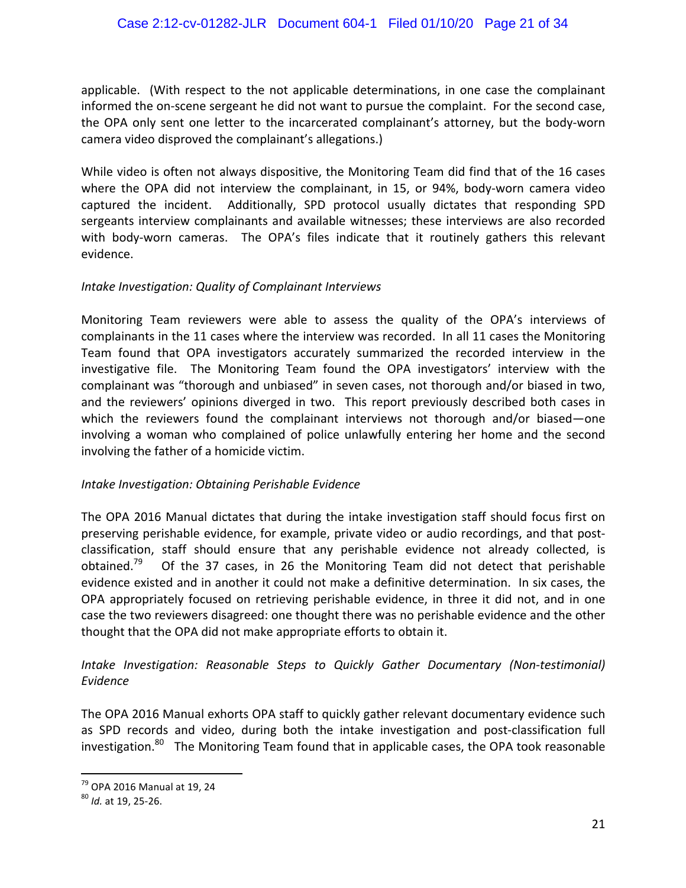applicable. (With respect to the not applicable determinations, in one case the complainant informed the on-scene sergeant he did not want to pursue the complaint. For the second case, the OPA only sent one letter to the incarcerated complainant's attorney, but the body-worn camera video disproved the complainant's allegations.)

While video is often not always dispositive, the Monitoring Team did find that of the 16 cases where the OPA did not interview the complainant, in 15, or 94%, body-worn camera video captured the incident. Additionally, SPD protocol usually dictates that responding SPD sergeants interview complainants and available witnesses; these interviews are also recorded with body-worn cameras. The OPA's files indicate that it routinely gathers this relevant evidence.

*Intake Investigation: Quality of Complainant Interviews*

Monitoring Team reviewers were able to assess the quality of the OPA's interviews of complainants in the 11 cases where the interview was recorded. In all 11 cases the Monitoring Team found that OPA investigators accurately summarized the recorded interview in the investigative file. The Monitoring Team found the OPA investigators' interview with the complainant was "thorough and unbiased" in seven cases, not thorough and/or biased in two, and the reviewers' opinions diverged in two. This report previously described both cases in which the reviewers found the complainant interviews not thorough and/or biased—one involving a woman who complained of police unlawfully entering her home and the second involving the father of a homicide victim.

*Intake Investigation: Obtaining Perishable Evidence*

The OPA 2016 Manual dictates that during the intake investigation staff should focus first on preserving perishable evidence, for example, private video or audio recordings, and that post-classification, staff should ensure that any perishable evidence not already collected, is obtained.[79] Of the 37 cases, in 26 the Monitoring Team did not detect that perishable evidence existed and in another it could not make a definitive determination. In six cases, the OPA appropriately focused on retrieving perishable evidence, in three it did not, and in one case the two reviewers disagreed: one thought there was no perishable evidence and the other thought that the OPA did not make appropriate efforts to obtain it.

*Intake Investigation: Reasonable Steps to Quickly Gather Documentary (Non-testimonial) Evidence*

The OPA 2016 Manual exhorts OPA staff to quickly gather relevant documentary evidence such as SPD records and video, during both the intake investigation and post-classification full investigation.[80] The Monitoring Team found that in applicable cases, the OPA took reasonable

[79] OPA 2016 Manual at 19, 24

[80] *Id.* at 19, 25-26.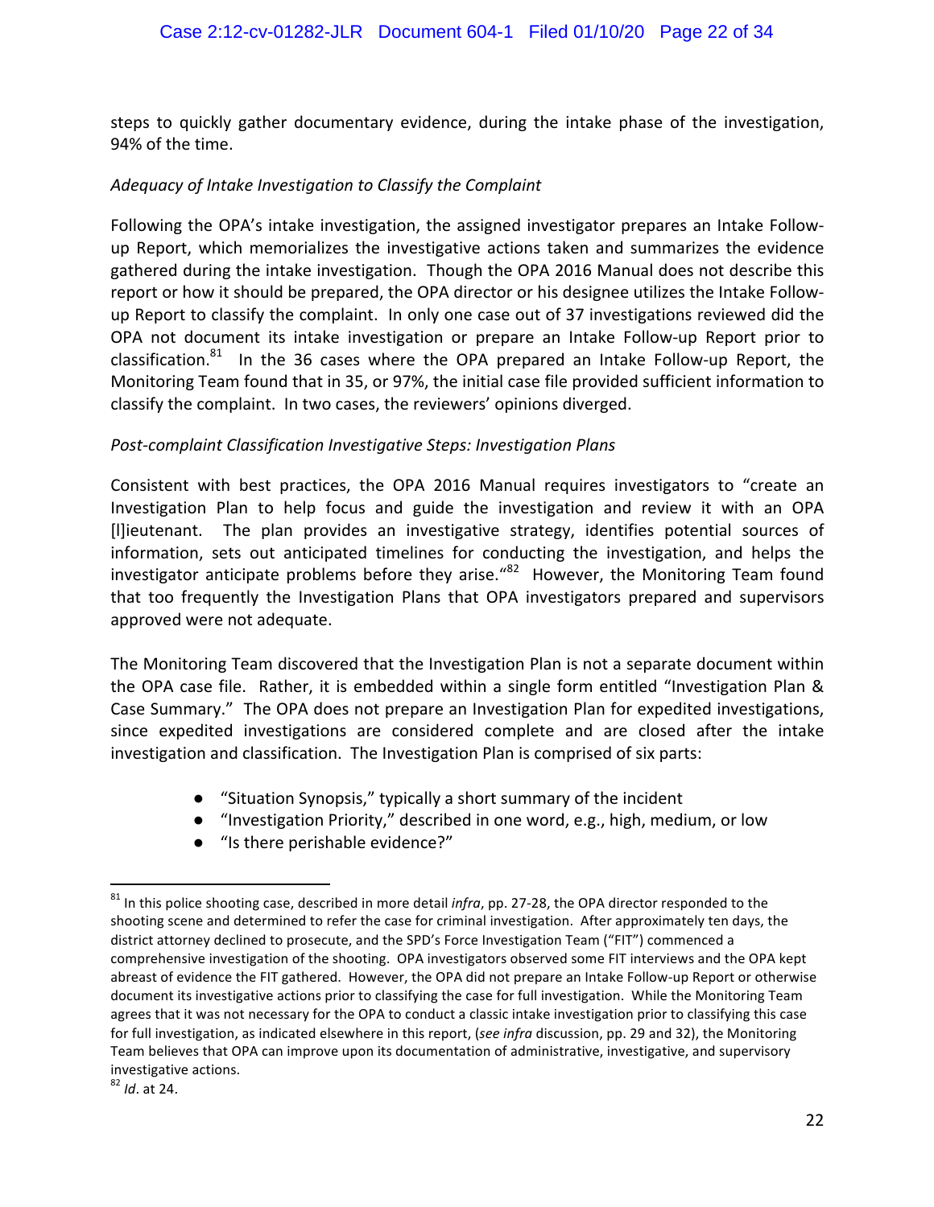steps to quickly gather documentary evidence, during the intake phase of the investigation, 94% of the time.

*Adequacy of Intake Investigation to Classify the Complaint*

Following the OPA's intake investigation, the assigned investigator prepares an Intake Follow-up Report, which memorializes the investigative actions taken and summarizes the evidence gathered during the intake investigation. Though the OPA 2016 Manual does not describe this report or how it should be prepared, the OPA director or his designee utilizes the Intake Follow-up Report to classify the complaint. In only one case out of 37 investigations reviewed did the OPA not document its intake investigation or prepare an Intake Follow-up Report prior to classification.[81] In the 36 cases where the OPA prepared an Intake Follow-up Report, the Monitoring Team found that in 35, or 97%, the initial case file provided sufficient information to classify the complaint. In two cases, the reviewers' opinions diverged.

*Post-complaint Classification Investigative Steps: Investigation Plans*

Consistent with best practices, the OPA 2016 Manual requires investigators to "create an Investigation Plan to help focus and guide the investigation and review it with an OPA [l]ieutenant. The plan provides an investigative strategy, identifies potential sources of information, sets out anticipated timelines for conducting the investigation, and helps the investigator anticipate problems before they arise."[82] However, the Monitoring Team found that too frequently the Investigation Plans that OPA investigators prepared and supervisors approved were not adequate.

The Monitoring Team discovered that the Investigation Plan is not a separate document within the OPA case file. Rather, it is embedded within a single form entitled "Investigation Plan & Case Summary." The OPA does not prepare an Investigation Plan for expedited investigations, since expedited investigations are considered complete and are closed after the intake investigation and classification. The Investigation Plan is comprised of six parts:

- "Situation Synopsis," typically a short summary of the incident
- "Investigation Priority," described in one word, e.g., high, medium, or low
- "Is there perishable evidence?"

---

[81] In this police shooting case, described in more detail *infra*, pp. 27-28, the OPA director responded to the shooting scene and determined to refer the case for criminal investigation. After approximately ten days, the district attorney declined to prosecute, and the SPD's Force Investigation Team ("FIT") commenced a comprehensive investigation of the shooting. OPA investigators observed some FIT interviews and the OPA kept abreast of evidence the FIT gathered. However, the OPA did not prepare an Intake Follow-up Report or otherwise document its investigative actions prior to classifying the case for full investigation. While the Monitoring Team agrees that it was not necessary for the OPA to conduct a classic intake investigation prior to classifying this case for full investigation, as indicated elsewhere in this report, (*see infra* discussion, pp. 29 and 32), the Monitoring Team believes that OPA can improve upon its documentation of administrative, investigative, and supervisory investigative actions.

[82] *Id*. at 24.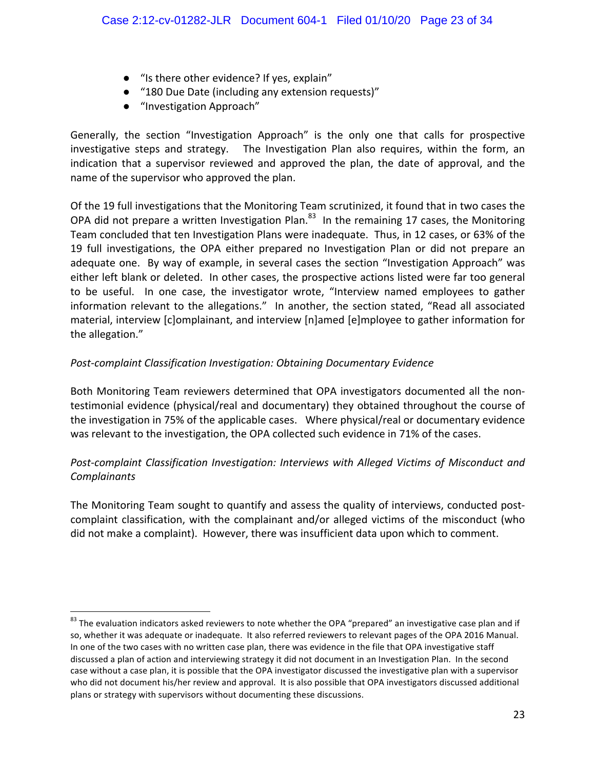- "Is there other evidence? If yes, explain"
- "180 Due Date (including any extension requests)"
- "Investigation Approach"

Generally, the section "Investigation Approach" is the only one that calls for prospective investigative steps and strategy. The Investigation Plan also requires, within the form, an indication that a supervisor reviewed and approved the plan, the date of approval, and the name of the supervisor who approved the plan.

Of the 19 full investigations that the Monitoring Team scrutinized, it found that in two cases the OPA did not prepare a written Investigation Plan.[83] In the remaining 17 cases, the Monitoring Team concluded that ten Investigation Plans were inadequate. Thus, in 12 cases, or 63% of the 19 full investigations, the OPA either prepared no Investigation Plan or did not prepare an adequate one. By way of example, in several cases the section "Investigation Approach" was either left blank or deleted. In other cases, the prospective actions listed were far too general to be useful. In one case, the investigator wrote, "Interview named employees to gather information relevant to the allegations." In another, the section stated, "Read all associated material, interview [c]omplainant, and interview [n]amed [e]mployee to gather information for the allegation."

*Post-complaint Classification Investigation: Obtaining Documentary Evidence*

Both Monitoring Team reviewers determined that OPA investigators documented all the non-testimonial evidence (physical/real and documentary) they obtained throughout the course of the investigation in 75% of the applicable cases. Where physical/real or documentary evidence was relevant to the investigation, the OPA collected such evidence in 71% of the cases.

*Post-complaint Classification Investigation: Interviews with Alleged Victims of Misconduct and Complainants*

The Monitoring Team sought to quantify and assess the quality of interviews, conducted post-complaint classification, with the complainant and/or alleged victims of the misconduct (who did not make a complaint). However, there was insufficient data upon which to comment.

---

[83] The evaluation indicators asked reviewers to note whether the OPA "prepared" an investigative case plan and if so, whether it was adequate or inadequate. It also referred reviewers to relevant pages of the OPA 2016 Manual. In one of the two cases with no written case plan, there was evidence in the file that OPA investigative staff discussed a plan of action and interviewing strategy it did not document in an Investigation Plan. In the second case without a case plan, it is possible that the OPA investigator discussed the investigative plan with a supervisor who did not document his/her review and approval. It is also possible that OPA investigators discussed additional plans or strategy with supervisors without documenting these discussions.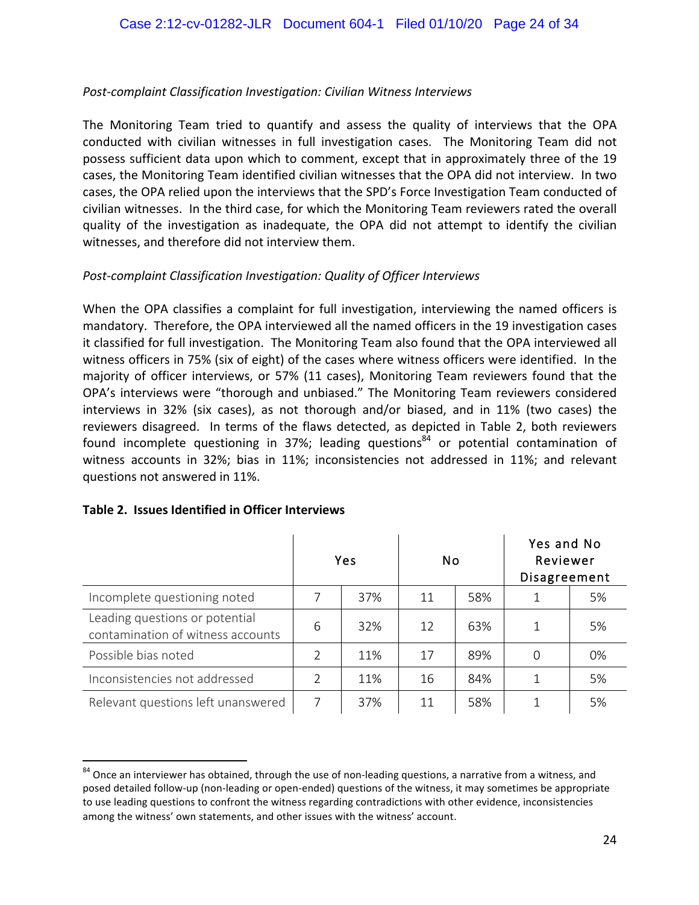*Post-complaint Classification Investigation: Civilian Witness Interviews*

The Monitoring Team tried to quantify and assess the quality of interviews that the OPA conducted with civilian witnesses in full investigation cases. The Monitoring Team did not possess sufficient data upon which to comment, except that in approximately three of the 19 cases, the Monitoring Team identified civilian witnesses that the OPA did not interview. In two cases, the OPA relied upon the interviews that the SPD's Force Investigation Team conducted of civilian witnesses. In the third case, for which the Monitoring Team reviewers rated the overall quality of the investigation as inadequate, the OPA did not attempt to identify the civilian witnesses, and therefore did not interview them.

*Post-complaint Classification Investigation: Quality of Officer Interviews*

When the OPA classifies a complaint for full investigation, interviewing the named officers is mandatory. Therefore, the OPA interviewed all the named officers in the 19 investigation cases it classified for full investigation. The Monitoring Team also found that the OPA interviewed all witness officers in 75% (six of eight) of the cases where witness officers were identified. In the majority of officer interviews, or 57% (11 cases), Monitoring Team reviewers found that the OPA's interviews were "thorough and unbiased." The Monitoring Team reviewers considered interviews in 32% (six cases), as not thorough and/or biased, and in 11% (two cases) the reviewers disagreed. In terms of the flaws detected, as depicted in Table 2, both reviewers found incomplete questioning in 37%; leading questions[84] or potential contamination of witness accounts in 32%; bias in 11%; inconsistencies not addressed in 11%; and relevant questions not answered in 11%.

**Table 2. Issues Identified in Officer Interviews**

| | Yes | | No | | Yes and No Reviewer Disagreement | |
|---|---|---|---|---|---|---|
| Incomplete questioning noted | 7 | 37% | 11 | 58% | 1 | 5% |
| Leading questions or potential contamination of witness accounts | 6 | 32% | 12 | 63% | 1 | 5% |
| Possible bias noted | 2 | 11% | 17 | 89% | 0 | 0% |
| Inconsistencies not addressed | 2 | 11% | 16 | 84% | 1 | 5% |
| Relevant questions left unanswered | 7 | 37% | 11 | 58% | 1 | 5% |

[84] Once an interviewer has obtained, through the use of non-leading questions, a narrative from a witness, and posed detailed follow-up (non-leading or open-ended) questions of the witness, it may sometimes be appropriate to use leading questions to confront the witness regarding contradictions with other evidence, inconsistencies among the witness' own statements, and other issues with the witness' account.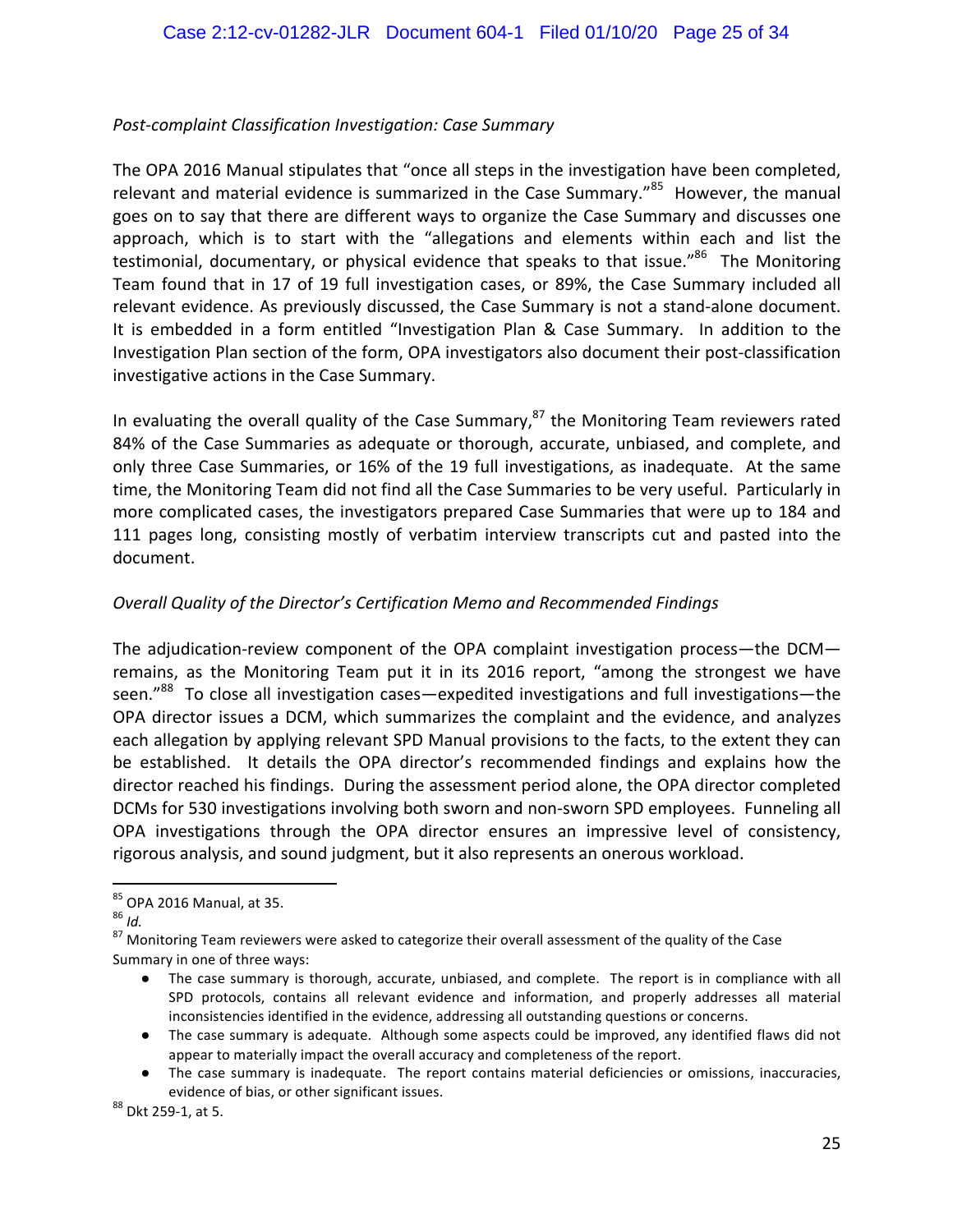*Post-complaint Classification Investigation: Case Summary*

The OPA 2016 Manual stipulates that "once all steps in the investigation have been completed, relevant and material evidence is summarized in the Case Summary."[85] However, the manual goes on to say that there are different ways to organize the Case Summary and discusses one approach, which is to start with the "allegations and elements within each and list the testimonial, documentary, or physical evidence that speaks to that issue."[86] The Monitoring Team found that in 17 of 19 full investigation cases, or 89%, the Case Summary included all relevant evidence. As previously discussed, the Case Summary is not a stand-alone document. It is embedded in a form entitled "Investigation Plan & Case Summary. In addition to the Investigation Plan section of the form, OPA investigators also document their post-classification investigative actions in the Case Summary.

In evaluating the overall quality of the Case Summary,[87] the Monitoring Team reviewers rated 84% of the Case Summaries as adequate or thorough, accurate, unbiased, and complete, and only three Case Summaries, or 16% of the 19 full investigations, as inadequate. At the same time, the Monitoring Team did not find all the Case Summaries to be very useful. Particularly in more complicated cases, the investigators prepared Case Summaries that were up to 184 and 111 pages long, consisting mostly of verbatim interview transcripts cut and pasted into the document.

*Overall Quality of the Director's Certification Memo and Recommended Findings*

The adjudication-review component of the OPA complaint investigation process—the DCM—remains, as the Monitoring Team put it in its 2016 report, "among the strongest we have seen."[88] To close all investigation cases—expedited investigations and full investigations—the OPA director issues a DCM, which summarizes the complaint and the evidence, and analyzes each allegation by applying relevant SPD Manual provisions to the facts, to the extent they can be established. It details the OPA director's recommended findings and explains how the director reached his findings. During the assessment period alone, the OPA director completed DCMs for 530 investigations involving both sworn and non-sworn SPD employees. Funneling all OPA investigations through the OPA director ensures an impressive level of consistency, rigorous analysis, and sound judgment, but it also represents an onerous workload.

---

[85] OPA 2016 Manual, at 35.

[86] *Id.*

[87] Monitoring Team reviewers were asked to categorize their overall assessment of the quality of the Case Summary in one of three ways:

- The case summary is thorough, accurate, unbiased, and complete. The report is in compliance with all SPD protocols, contains all relevant evidence and information, and properly addresses all material inconsistencies identified in the evidence, addressing all outstanding questions or concerns.
- The case summary is adequate. Although some aspects could be improved, any identified flaws did not appear to materially impact the overall accuracy and completeness of the report.
- The case summary is inadequate. The report contains material deficiencies or omissions, inaccuracies, evidence of bias, or other significant issues.

[88] Dkt 259-1, at 5.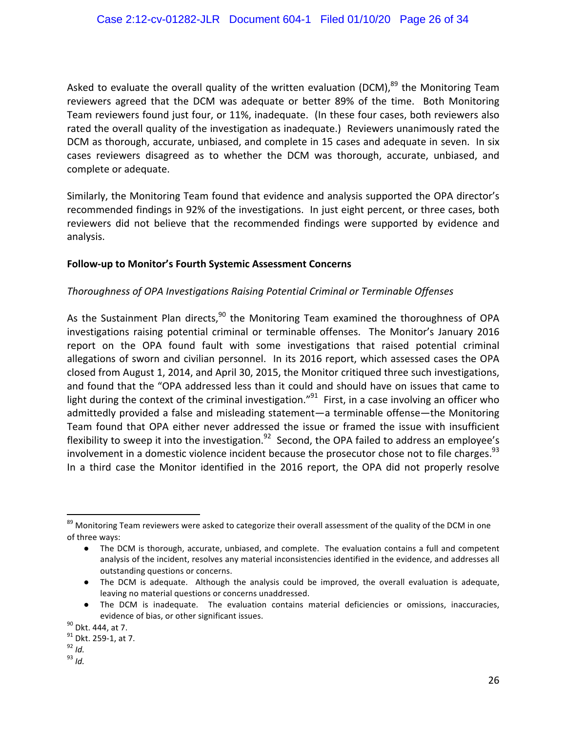Asked to evaluate the overall quality of the written evaluation (DCM),[89] the Monitoring Team reviewers agreed that the DCM was adequate or better 89% of the time. Both Monitoring Team reviewers found just four, or 11%, inadequate. (In these four cases, both reviewers also rated the overall quality of the investigation as inadequate.) Reviewers unanimously rated the DCM as thorough, accurate, unbiased, and complete in 15 cases and adequate in seven. In six cases reviewers disagreed as to whether the DCM was thorough, accurate, unbiased, and complete or adequate.

Similarly, the Monitoring Team found that evidence and analysis supported the OPA director's recommended findings in 92% of the investigations. In just eight percent, or three cases, both reviewers did not believe that the recommended findings were supported by evidence and analysis.

**Follow-up to Monitor's Fourth Systemic Assessment Concerns**

*Thoroughness of OPA Investigations Raising Potential Criminal or Terminable Offenses*

As the Sustainment Plan directs,[90] the Monitoring Team examined the thoroughness of OPA investigations raising potential criminal or terminable offenses. The Monitor's January 2016 report on the OPA found fault with some investigations that raised potential criminal allegations of sworn and civilian personnel. In its 2016 report, which assessed cases the OPA closed from August 1, 2014, and April 30, 2015, the Monitor critiqued three such investigations, and found that the "OPA addressed less than it could and should have on issues that came to light during the context of the criminal investigation."[91] First, in a case involving an officer who admittedly provided a false and misleading statement—a terminable offense—the Monitoring Team found that OPA either never addressed the issue or framed the issue with insufficient flexibility to sweep it into the investigation.[92] Second, the OPA failed to address an employee's involvement in a domestic violence incident because the prosecutor chose not to file charges.[93] In a third case the Monitor identified in the 2016 report, the OPA did not properly resolve

---

[89] Monitoring Team reviewers were asked to categorize their overall assessment of the quality of the DCM in one of three ways:

- The DCM is thorough, accurate, unbiased, and complete. The evaluation contains a full and competent analysis of the incident, resolves any material inconsistencies identified in the evidence, and addresses all outstanding questions or concerns.
- The DCM is adequate. Although the analysis could be improved, the overall evaluation is adequate, leaving no material questions or concerns unaddressed.
- The DCM is inadequate. The evaluation contains material deficiencies or omissions, inaccuracies, evidence of bias, or other significant issues.

[90] Dkt. 444, at 7.

[91] Dkt. 259-1, at 7.

[92] *Id.*

[93] *Id.*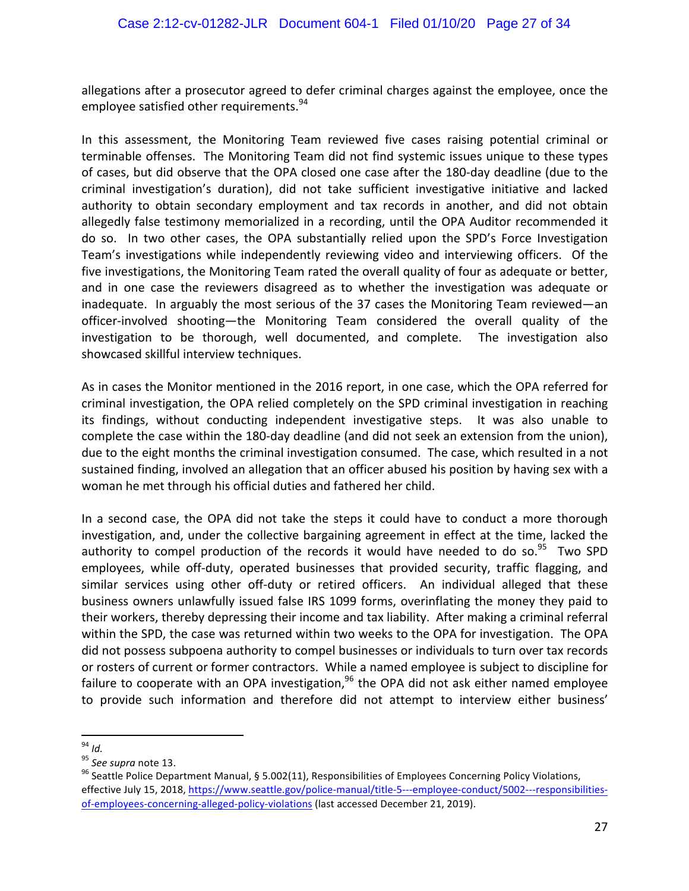allegations after a prosecutor agreed to defer criminal charges against the employee, once the employee satisfied other requirements.[94]

In this assessment, the Monitoring Team reviewed five cases raising potential criminal or terminable offenses. The Monitoring Team did not find systemic issues unique to these types of cases, but did observe that the OPA closed one case after the 180-day deadline (due to the criminal investigation's duration), did not take sufficient investigative initiative and lacked authority to obtain secondary employment and tax records in another, and did not obtain allegedly false testimony memorialized in a recording, until the OPA Auditor recommended it do so. In two other cases, the OPA substantially relied upon the SPD's Force Investigation Team's investigations while independently reviewing video and interviewing officers. Of the five investigations, the Monitoring Team rated the overall quality of four as adequate or better, and in one case the reviewers disagreed as to whether the investigation was adequate or inadequate. In arguably the most serious of the 37 cases the Monitoring Team reviewed—an officer-involved shooting—the Monitoring Team considered the overall quality of the investigation to be thorough, well documented, and complete. The investigation also showcased skillful interview techniques.

As in cases the Monitor mentioned in the 2016 report, in one case, which the OPA referred for criminal investigation, the OPA relied completely on the SPD criminal investigation in reaching its findings, without conducting independent investigative steps. It was also unable to complete the case within the 180-day deadline (and did not seek an extension from the union), due to the eight months the criminal investigation consumed. The case, which resulted in a not sustained finding, involved an allegation that an officer abused his position by having sex with a woman he met through his official duties and fathered her child.

In a second case, the OPA did not take the steps it could have to conduct a more thorough investigation, and, under the collective bargaining agreement in effect at the time, lacked the authority to compel production of the records it would have needed to do so.[95] Two SPD employees, while off-duty, operated businesses that provided security, traffic flagging, and similar services using other off-duty or retired officers. An individual alleged that these business owners unlawfully issued false IRS 1099 forms, overinflating the money they paid to their workers, thereby depressing their income and tax liability. After making a criminal referral within the SPD, the case was returned within two weeks to the OPA for investigation. The OPA did not possess subpoena authority to compel businesses or individuals to turn over tax records or rosters of current or former contractors. While a named employee is subject to discipline for failure to cooperate with an OPA investigation,[96] the OPA did not ask either named employee to provide such information and therefore did not attempt to interview either business'

---

[94] *Id.*

[95] *See supra* note 13.

[96] Seattle Police Department Manual, § 5.002(11), Responsibilities of Employees Concerning Policy Violations, effective July 15, 2018, https://www.seattle.gov/police-manual/title-5---employee-conduct/5002---responsibilities-of-employees-concerning-alleged-policy-violations (last accessed December 21, 2019).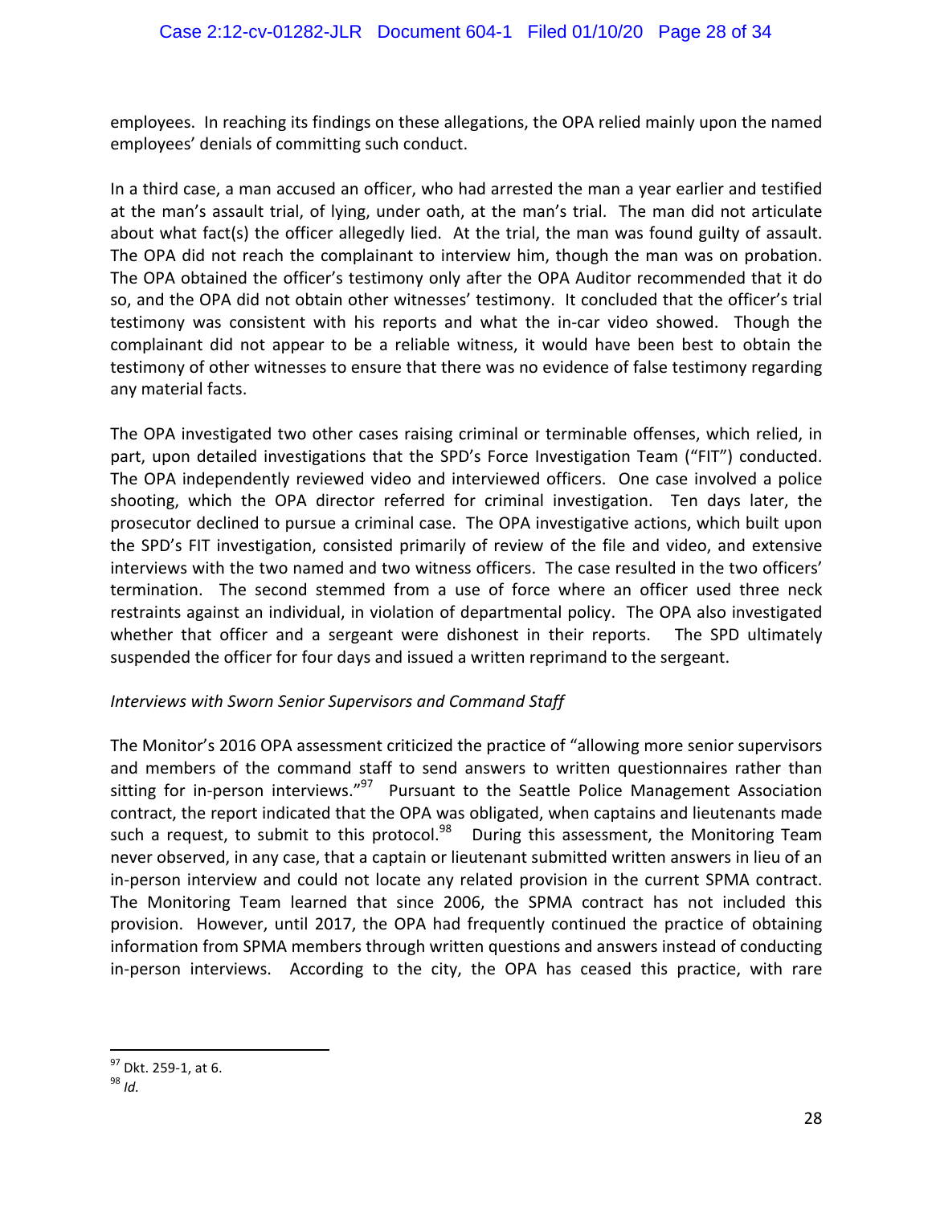employees. In reaching its findings on these allegations, the OPA relied mainly upon the named employees' denials of committing such conduct.

In a third case, a man accused an officer, who had arrested the man a year earlier and testified at the man's assault trial, of lying, under oath, at the man's trial. The man did not articulate about what fact(s) the officer allegedly lied. At the trial, the man was found guilty of assault. The OPA did not reach the complainant to interview him, though the man was on probation. The OPA obtained the officer's testimony only after the OPA Auditor recommended that it do so, and the OPA did not obtain other witnesses' testimony. It concluded that the officer's trial testimony was consistent with his reports and what the in-car video showed. Though the complainant did not appear to be a reliable witness, it would have been best to obtain the testimony of other witnesses to ensure that there was no evidence of false testimony regarding any material facts.

The OPA investigated two other cases raising criminal or terminable offenses, which relied, in part, upon detailed investigations that the SPD's Force Investigation Team ("FIT") conducted. The OPA independently reviewed video and interviewed officers. One case involved a police shooting, which the OPA director referred for criminal investigation. Ten days later, the prosecutor declined to pursue a criminal case. The OPA investigative actions, which built upon the SPD's FIT investigation, consisted primarily of review of the file and video, and extensive interviews with the two named and two witness officers. The case resulted in the two officers' termination. The second stemmed from a use of force where an officer used three neck restraints against an individual, in violation of departmental policy. The OPA also investigated whether that officer and a sergeant were dishonest in their reports. The SPD ultimately suspended the officer for four days and issued a written reprimand to the sergeant.

*Interviews with Sworn Senior Supervisors and Command Staff*

The Monitor's 2016 OPA assessment criticized the practice of "allowing more senior supervisors and members of the command staff to send answers to written questionnaires rather than sitting for in-person interviews."[97] Pursuant to the Seattle Police Management Association contract, the report indicated that the OPA was obligated, when captains and lieutenants made such a request, to submit to this protocol.[98] During this assessment, the Monitoring Team never observed, in any case, that a captain or lieutenant submitted written answers in lieu of an in-person interview and could not locate any related provision in the current SPMA contract. The Monitoring Team learned that since 2006, the SPMA contract has not included this provision. However, until 2017, the OPA had frequently continued the practice of obtaining information from SPMA members through written questions and answers instead of conducting in-person interviews. According to the city, the OPA has ceased this practice, with rare

[97] Dkt. 259-1, at 6.

[98] *Id.*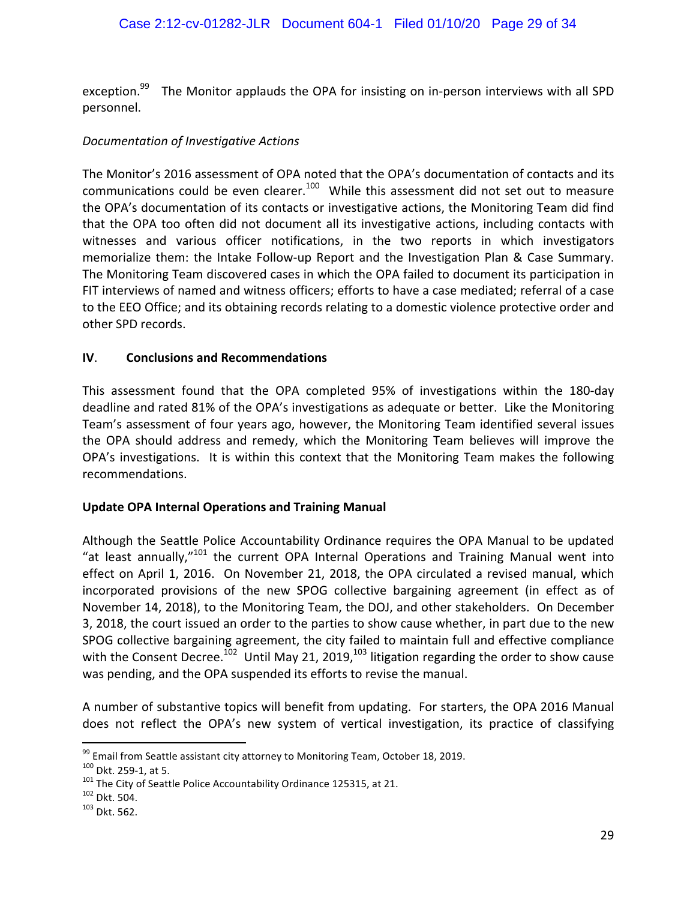exception.[99] The Monitor applauds the OPA for insisting on in-person interviews with all SPD personnel.

*Documentation of Investigative Actions*

The Monitor's 2016 assessment of OPA noted that the OPA's documentation of contacts and its communications could be even clearer.[100] While this assessment did not set out to measure the OPA's documentation of its contacts or investigative actions, the Monitoring Team did find that the OPA too often did not document all its investigative actions, including contacts with witnesses and various officer notifications, in the two reports in which investigators memorialize them: the Intake Follow-up Report and the Investigation Plan & Case Summary. The Monitoring Team discovered cases in which the OPA failed to document its participation in FIT interviews of named and witness officers; efforts to have a case mediated; referral of a case to the EEO Office; and its obtaining records relating to a domestic violence protective order and other SPD records.

## IV. Conclusions and Recommendations

This assessment found that the OPA completed 95% of investigations within the 180-day deadline and rated 81% of the OPA's investigations as adequate or better. Like the Monitoring Team's assessment of four years ago, however, the Monitoring Team identified several issues the OPA should address and remedy, which the Monitoring Team believes will improve the OPA's investigations. It is within this context that the Monitoring Team makes the following recommendations.

### Update OPA Internal Operations and Training Manual

Although the Seattle Police Accountability Ordinance requires the OPA Manual to be updated "at least annually,"[101] the current OPA Internal Operations and Training Manual went into effect on April 1, 2016. On November 21, 2018, the OPA circulated a revised manual, which incorporated provisions of the new SPOG collective bargaining agreement (in effect as of November 14, 2018), to the Monitoring Team, the DOJ, and other stakeholders. On December 3, 2018, the court issued an order to the parties to show cause whether, in part due to the new SPOG collective bargaining agreement, the city failed to maintain full and effective compliance with the Consent Decree.[102] Until May 21, 2019,[103] litigation regarding the order to show cause was pending, and the OPA suspended its efforts to revise the manual.

A number of substantive topics will benefit from updating. For starters, the OPA 2016 Manual does not reflect the OPA's new system of vertical investigation, its practice of classifying

---

[99] Email from Seattle assistant city attorney to Monitoring Team, October 18, 2019.
[100] Dkt. 259-1, at 5.
[101] The City of Seattle Police Accountability Ordinance 125315, at 21.
[102] Dkt. 504.
[103] Dkt. 562.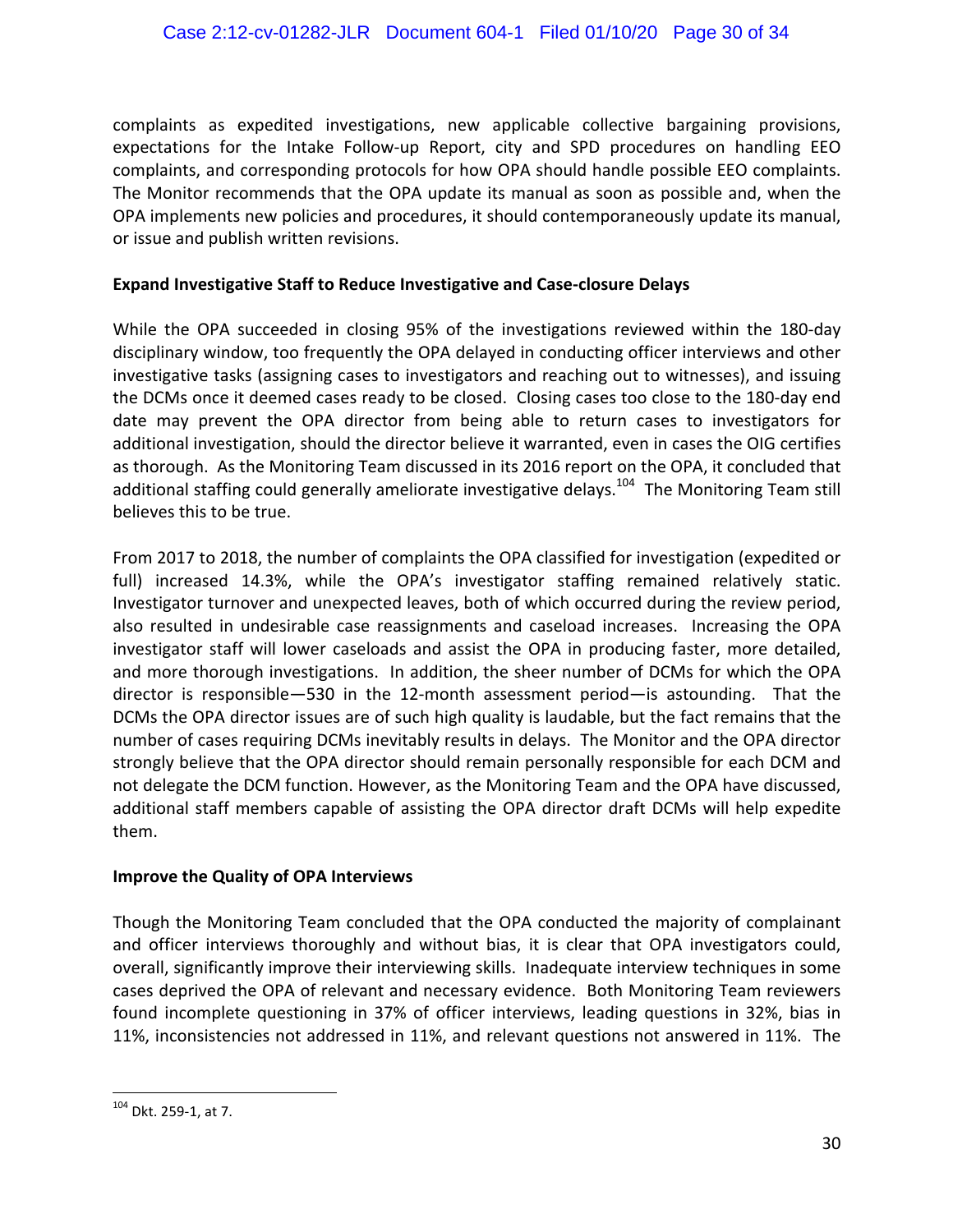complaints as expedited investigations, new applicable collective bargaining provisions, expectations for the Intake Follow-up Report, city and SPD procedures on handling EEO complaints, and corresponding protocols for how OPA should handle possible EEO complaints. The Monitor recommends that the OPA update its manual as soon as possible and, when the OPA implements new policies and procedures, it should contemporaneously update its manual, or issue and publish written revisions.

**Expand Investigative Staff to Reduce Investigative and Case-closure Delays**

While the OPA succeeded in closing 95% of the investigations reviewed within the 180-day disciplinary window, too frequently the OPA delayed in conducting officer interviews and other investigative tasks (assigning cases to investigators and reaching out to witnesses), and issuing the DCMs once it deemed cases ready to be closed. Closing cases too close to the 180-day end date may prevent the OPA director from being able to return cases to investigators for additional investigation, should the director believe it warranted, even in cases the OIG certifies as thorough. As the Monitoring Team discussed in its 2016 report on the OPA, it concluded that additional staffing could generally ameliorate investigative delays.[104] The Monitoring Team still believes this to be true.

From 2017 to 2018, the number of complaints the OPA classified for investigation (expedited or full) increased 14.3%, while the OPA's investigator staffing remained relatively static. Investigator turnover and unexpected leaves, both of which occurred during the review period, also resulted in undesirable case reassignments and caseload increases. Increasing the OPA investigator staff will lower caseloads and assist the OPA in producing faster, more detailed, and more thorough investigations. In addition, the sheer number of DCMs for which the OPA director is responsible—530 in the 12-month assessment period—is astounding. That the DCMs the OPA director issues are of such high quality is laudable, but the fact remains that the number of cases requiring DCMs inevitably results in delays. The Monitor and the OPA director strongly believe that the OPA director should remain personally responsible for each DCM and not delegate the DCM function. However, as the Monitoring Team and the OPA have discussed, additional staff members capable of assisting the OPA director draft DCMs will help expedite them.

**Improve the Quality of OPA Interviews**

Though the Monitoring Team concluded that the OPA conducted the majority of complainant and officer interviews thoroughly and without bias, it is clear that OPA investigators could, overall, significantly improve their interviewing skills. Inadequate interview techniques in some cases deprived the OPA of relevant and necessary evidence. Both Monitoring Team reviewers found incomplete questioning in 37% of officer interviews, leading questions in 32%, bias in 11%, inconsistencies not addressed in 11%, and relevant questions not answered in 11%. The

---

[104] Dkt. 259-1, at 7.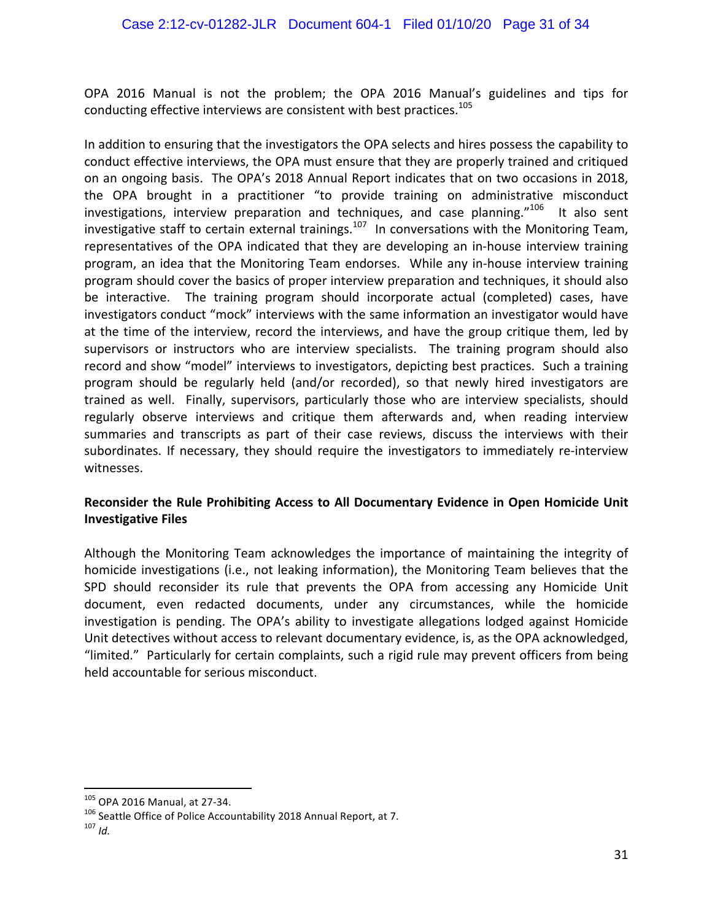OPA 2016 Manual is not the problem; the OPA 2016 Manual's guidelines and tips for conducting effective interviews are consistent with best practices.[105]

In addition to ensuring that the investigators the OPA selects and hires possess the capability to conduct effective interviews, the OPA must ensure that they are properly trained and critiqued on an ongoing basis. The OPA's 2018 Annual Report indicates that on two occasions in 2018, the OPA brought in a practitioner "to provide training on administrative misconduct investigations, interview preparation and techniques, and case planning."[106] It also sent investigative staff to certain external trainings.[107] In conversations with the Monitoring Team, representatives of the OPA indicated that they are developing an in-house interview training program, an idea that the Monitoring Team endorses. While any in-house interview training program should cover the basics of proper interview preparation and techniques, it should also be interactive. The training program should incorporate actual (completed) cases, have investigators conduct "mock" interviews with the same information an investigator would have at the time of the interview, record the interviews, and have the group critique them, led by supervisors or instructors who are interview specialists. The training program should also record and show "model" interviews to investigators, depicting best practices. Such a training program should be regularly held (and/or recorded), so that newly hired investigators are trained as well. Finally, supervisors, particularly those who are interview specialists, should regularly observe interviews and critique them afterwards and, when reading interview summaries and transcripts as part of their case reviews, discuss the interviews with their subordinates. If necessary, they should require the investigators to immediately re-interview witnesses.

**Reconsider the Rule Prohibiting Access to All Documentary Evidence in Open Homicide Unit Investigative Files**

Although the Monitoring Team acknowledges the importance of maintaining the integrity of homicide investigations (i.e., not leaking information), the Monitoring Team believes that the SPD should reconsider its rule that prevents the OPA from accessing any Homicide Unit document, even redacted documents, under any circumstances, while the homicide investigation is pending. The OPA's ability to investigate allegations lodged against Homicide Unit detectives without access to relevant documentary evidence, is, as the OPA acknowledged, "limited." Particularly for certain complaints, such a rigid rule may prevent officers from being held accountable for serious misconduct.

---

[105] OPA 2016 Manual, at 27-34.

[106] Seattle Office of Police Accountability 2018 Annual Report, at 7.

[107] *Id.*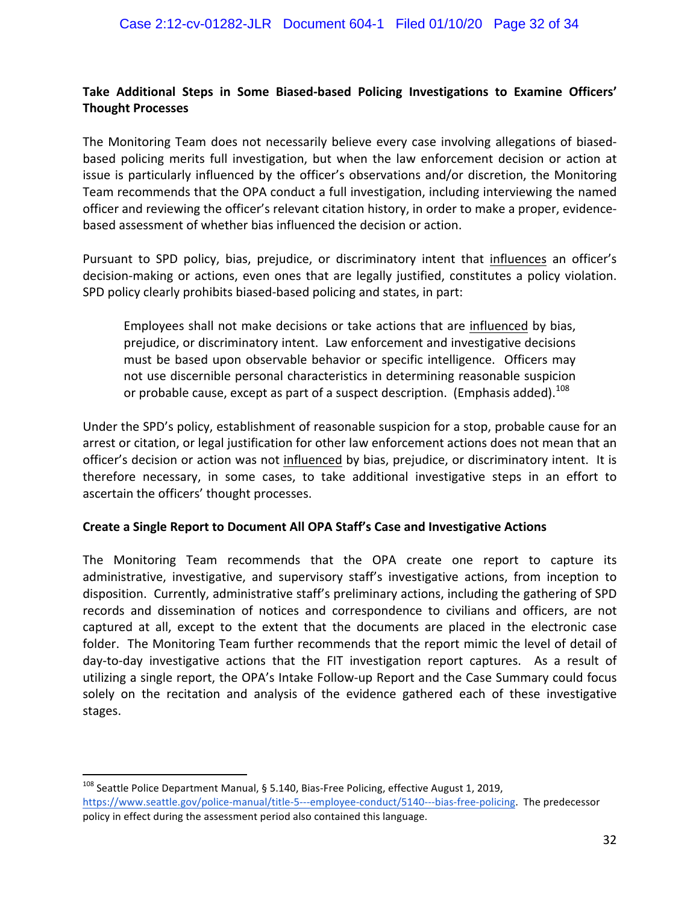**Take Additional Steps in Some Biased-based Policing Investigations to Examine Officers' Thought Processes**

The Monitoring Team does not necessarily believe every case involving allegations of biased-based policing merits full investigation, but when the law enforcement decision or action at issue is particularly influenced by the officer's observations and/or discretion, the Monitoring Team recommends that the OPA conduct a full investigation, including interviewing the named officer and reviewing the officer's relevant citation history, in order to make a proper, evidence-based assessment of whether bias influenced the decision or action.

Pursuant to SPD policy, bias, prejudice, or discriminatory intent that <u>influences</u> an officer's decision-making or actions, even ones that are legally justified, constitutes a policy violation. SPD policy clearly prohibits biased-based policing and states, in part:

> Employees shall not make decisions or take actions that are <u>influenced</u> by bias, prejudice, or discriminatory intent. Law enforcement and investigative decisions must be based upon observable behavior or specific intelligence. Officers may not use discernible personal characteristics in determining reasonable suspicion or probable cause, except as part of a suspect description. (Emphasis added).[108]

Under the SPD's policy, establishment of reasonable suspicion for a stop, probable cause for an arrest or citation, or legal justification for other law enforcement actions does not mean that an officer's decision or action was not <u>influenced</u> by bias, prejudice, or discriminatory intent. It is therefore necessary, in some cases, to take additional investigative steps in an effort to ascertain the officers' thought processes.

**Create a Single Report to Document All OPA Staff's Case and Investigative Actions**

The Monitoring Team recommends that the OPA create one report to capture its administrative, investigative, and supervisory staff's investigative actions, from inception to disposition. Currently, administrative staff's preliminary actions, including the gathering of SPD records and dissemination of notices and correspondence to civilians and officers, are not captured at all, except to the extent that the documents are placed in the electronic case folder. The Monitoring Team further recommends that the report mimic the level of detail of day-to-day investigative actions that the FIT investigation report captures. As a result of utilizing a single report, the OPA's Intake Follow-up Report and the Case Summary could focus solely on the recitation and analysis of the evidence gathered each of these investigative stages.

---

[108] Seattle Police Department Manual, § 5.140, Bias-Free Policing, effective August 1, 2019, https://www.seattle.gov/police-manual/title-5---employee-conduct/5140---bias-free-policing. The predecessor policy in effect during the assessment period also contained this language.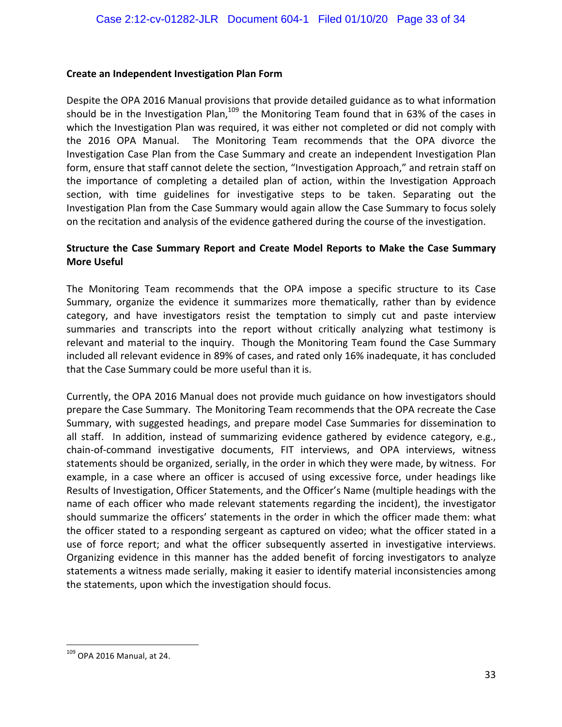**Create an Independent Investigation Plan Form**

Despite the OPA 2016 Manual provisions that provide detailed guidance as to what information should be in the Investigation Plan,[109] the Monitoring Team found that in 63% of the cases in which the Investigation Plan was required, it was either not completed or did not comply with the 2016 OPA Manual. The Monitoring Team recommends that the OPA divorce the Investigation Case Plan from the Case Summary and create an independent Investigation Plan form, ensure that staff cannot delete the section, "Investigation Approach," and retrain staff on the importance of completing a detailed plan of action, within the Investigation Approach section, with time guidelines for investigative steps to be taken. Separating out the Investigation Plan from the Case Summary would again allow the Case Summary to focus solely on the recitation and analysis of the evidence gathered during the course of the investigation.

**Structure the Case Summary Report and Create Model Reports to Make the Case Summary More Useful**

The Monitoring Team recommends that the OPA impose a specific structure to its Case Summary, organize the evidence it summarizes more thematically, rather than by evidence category, and have investigators resist the temptation to simply cut and paste interview summaries and transcripts into the report without critically analyzing what testimony is relevant and material to the inquiry. Though the Monitoring Team found the Case Summary included all relevant evidence in 89% of cases, and rated only 16% inadequate, it has concluded that the Case Summary could be more useful than it is.

Currently, the OPA 2016 Manual does not provide much guidance on how investigators should prepare the Case Summary. The Monitoring Team recommends that the OPA recreate the Case Summary, with suggested headings, and prepare model Case Summaries for dissemination to all staff. In addition, instead of summarizing evidence gathered by evidence category, e.g., chain-of-command investigative documents, FIT interviews, and OPA interviews, witness statements should be organized, serially, in the order in which they were made, by witness. For example, in a case where an officer is accused of using excessive force, under headings like Results of Investigation, Officer Statements, and the Officer's Name (multiple headings with the name of each officer who made relevant statements regarding the incident), the investigator should summarize the officers' statements in the order in which the officer made them: what the officer stated to a responding sergeant as captured on video; what the officer stated in a use of force report; and what the officer subsequently asserted in investigative interviews. Organizing evidence in this manner has the added benefit of forcing investigators to analyze statements a witness made serially, making it easier to identify material inconsistencies among the statements, upon which the investigation should focus.

---

[109] OPA 2016 Manual, at 24.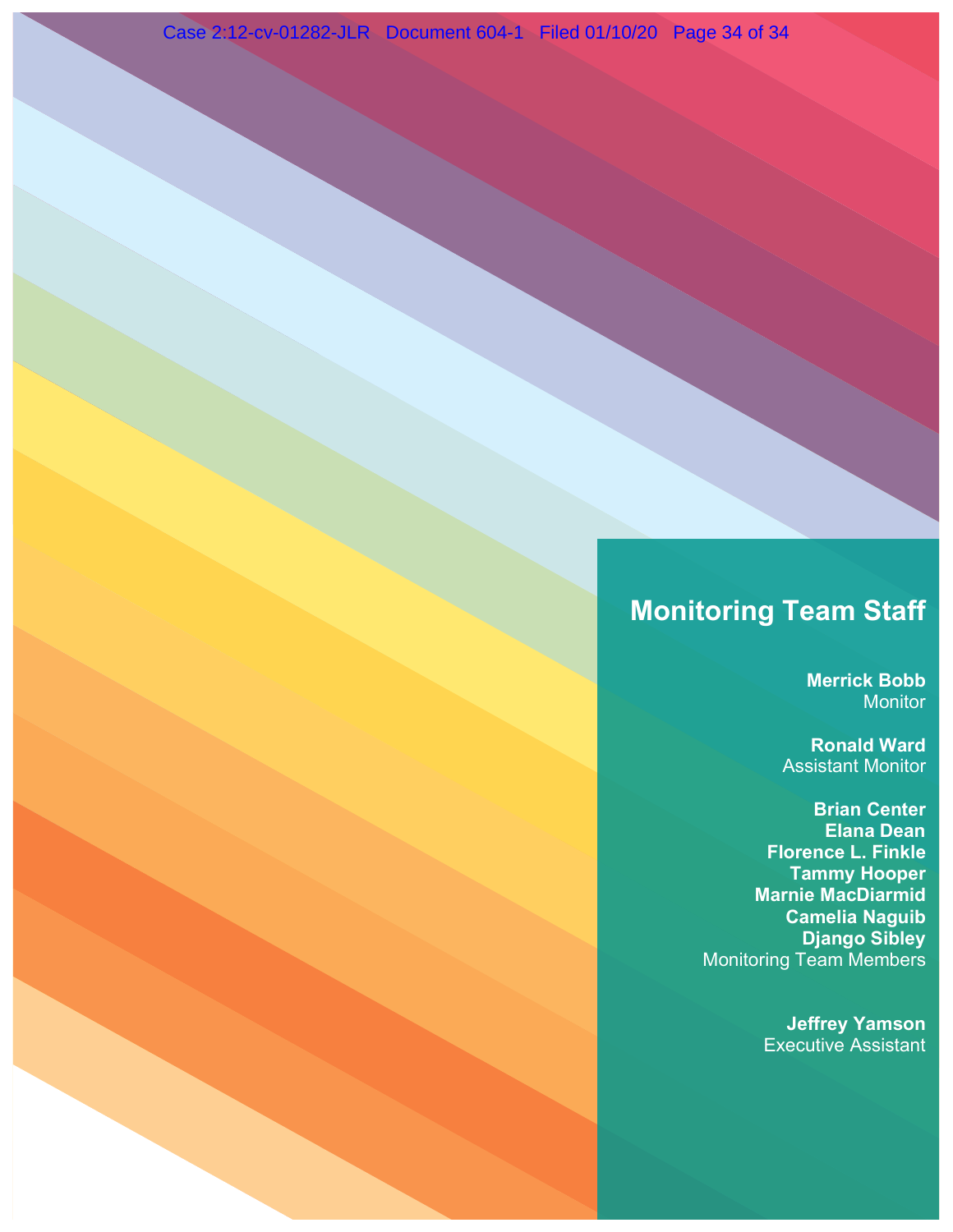## Monitoring Team Staff

**Merrick Bobb**
Monitor

**Ronald Ward**
Assistant Monitor

**Brian Center**
**Elana Dean**
**Florence L. Finkle**
**Tammy Hooper**
**Marnie MacDiarmid**
**Camelia Naguib**
**Django Sibley**
Monitoring Team Members

**Jeffrey Yamson**
Executive Assistant